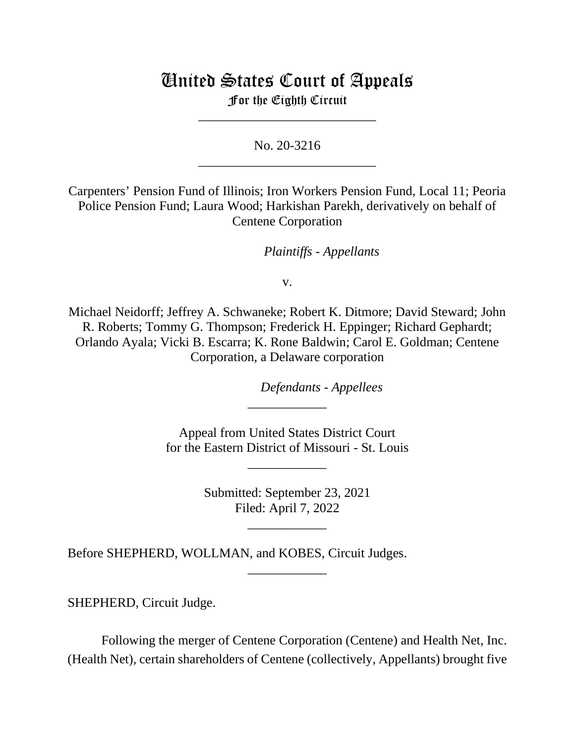# United States Court of Appeals

## For the Eighth Circuit

___________________________

No. 20-3216

___________________________

Carpenters' Pension Fund of Illinois; Iron Workers Pension Fund, Local 11; Peoria Police Pension Fund; Laura Wood; Harkishan Parekh, derivatively on behalf of Centene Corporation

*Plaintiffs - Appellants*

v.

Michael Neidorff; Jeffrey A. Schwaneke; Robert K. Ditmore; David Steward; John R. Roberts; Tommy G. Thompson; Frederick H. Eppinger; Richard Gephardt; Orlando Ayala; Vicki B. Escarra; K. Rone Baldwin; Carol E. Goldman; Centene Corporation, a Delaware corporation

*Defendants - Appellees*

____________

Appeal from United States District Court
for the Eastern District of Missouri - St. Louis

____________

Submitted: September 23, 2021
Filed: April 7, 2022

____________

Before SHEPHERD, WOLLMAN, and KOBES, Circuit Judges.

____________

SHEPHERD, Circuit Judge.

Following the merger of Centene Corporation (Centene) and Health Net, Inc. (Health Net), certain shareholders of Centene (collectively, Appellants) brought five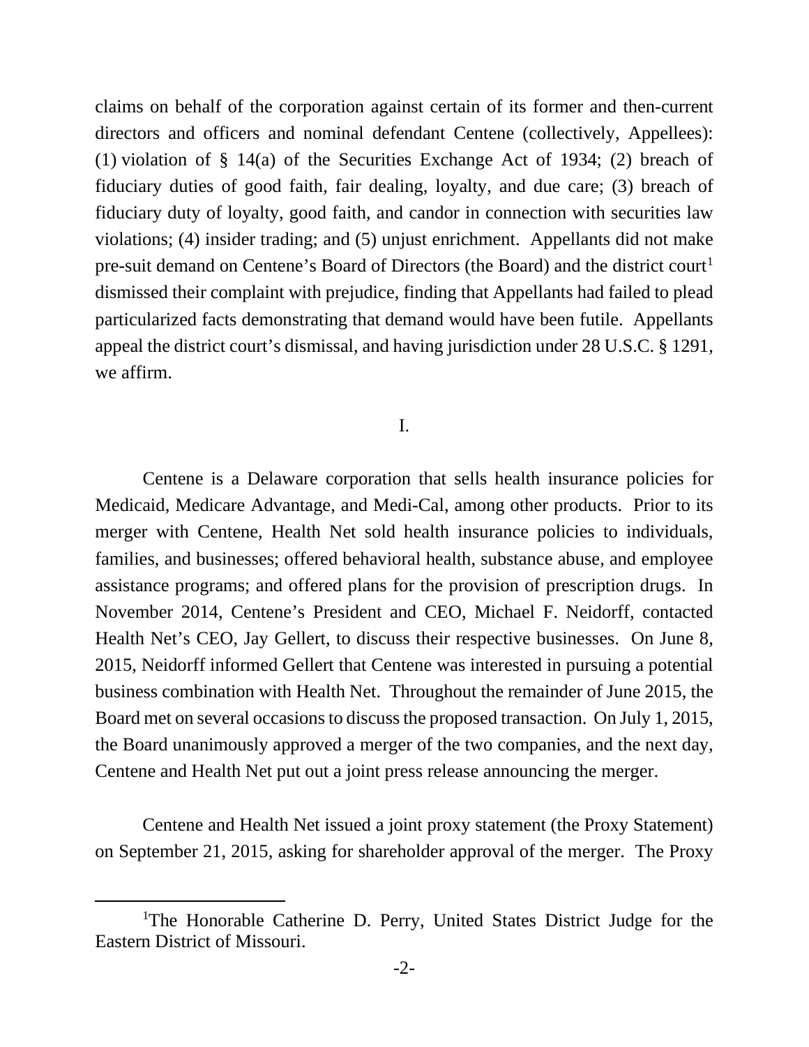claims on behalf of the corporation against certain of its former and then-current directors and officers and nominal defendant Centene (collectively, Appellees): (1) violation of § 14(a) of the Securities Exchange Act of 1934; (2) breach of fiduciary duties of good faith, fair dealing, loyalty, and due care; (3) breach of fiduciary duty of loyalty, good faith, and candor in connection with securities law violations; (4) insider trading; and (5) unjust enrichment. Appellants did not make pre-suit demand on Centene's Board of Directors (the Board) and the district court[1] dismissed their complaint with prejudice, finding that Appellants had failed to plead particularized facts demonstrating that demand would have been futile. Appellants appeal the district court's dismissal, and having jurisdiction under 28 U.S.C. § 1291, we affirm.

I.

Centene is a Delaware corporation that sells health insurance policies for Medicaid, Medicare Advantage, and Medi-Cal, among other products. Prior to its merger with Centene, Health Net sold health insurance policies to individuals, families, and businesses; offered behavioral health, substance abuse, and employee assistance programs; and offered plans for the provision of prescription drugs. In November 2014, Centene's President and CEO, Michael F. Neidorff, contacted Health Net's CEO, Jay Gellert, to discuss their respective businesses. On June 8, 2015, Neidorff informed Gellert that Centene was interested in pursuing a potential business combination with Health Net. Throughout the remainder of June 2015, the Board met on several occasions to discuss the proposed transaction. On July 1, 2015, the Board unanimously approved a merger of the two companies, and the next day, Centene and Health Net put out a joint press release announcing the merger.

Centene and Health Net issued a joint proxy statement (the Proxy Statement) on September 21, 2015, asking for shareholder approval of the merger. The Proxy

[1]The Honorable Catherine D. Perry, United States District Judge for the Eastern District of Missouri.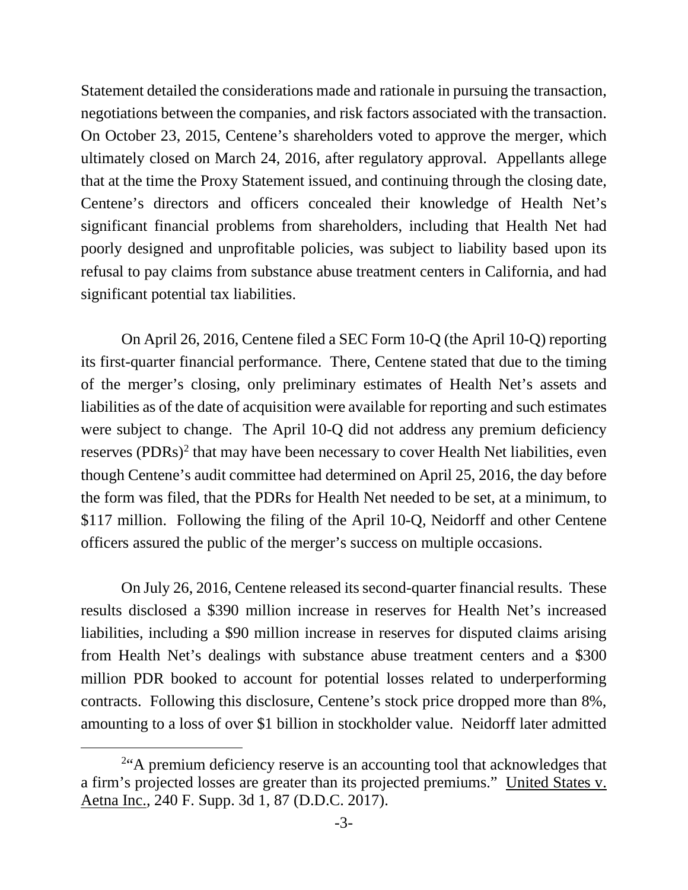Statement detailed the considerations made and rationale in pursuing the transaction, negotiations between the companies, and risk factors associated with the transaction. On October 23, 2015, Centene's shareholders voted to approve the merger, which ultimately closed on March 24, 2016, after regulatory approval. Appellants allege that at the time the Proxy Statement issued, and continuing through the closing date, Centene's directors and officers concealed their knowledge of Health Net's significant financial problems from shareholders, including that Health Net had poorly designed and unprofitable policies, was subject to liability based upon its refusal to pay claims from substance abuse treatment centers in California, and had significant potential tax liabilities.

On April 26, 2016, Centene filed a SEC Form 10-Q (the April 10-Q) reporting its first-quarter financial performance. There, Centene stated that due to the timing of the merger's closing, only preliminary estimates of Health Net's assets and liabilities as of the date of acquisition were available for reporting and such estimates were subject to change. The April 10-Q did not address any premium deficiency reserves (PDRs)[2] that may have been necessary to cover Health Net liabilities, even though Centene's audit committee had determined on April 25, 2016, the day before the form was filed, that the PDRs for Health Net needed to be set, at a minimum, to \$117 million. Following the filing of the April 10-Q, Neidorff and other Centene officers assured the public of the merger's success on multiple occasions.

On July 26, 2016, Centene released its second-quarter financial results. These results disclosed a \$390 million increase in reserves for Health Net's increased liabilities, including a \$90 million increase in reserves for disputed claims arising from Health Net's dealings with substance abuse treatment centers and a \$300 million PDR booked to account for potential losses related to underperforming contracts. Following this disclosure, Centene's stock price dropped more than 8%, amounting to a loss of over \$1 billion in stockholder value. Neidorff later admitted

[2] "A premium deficiency reserve is an accounting tool that acknowledges that a firm's projected losses are greater than its projected premiums." United States v. Aetna Inc., 240 F. Supp. 3d 1, 87 (D.D.C. 2017).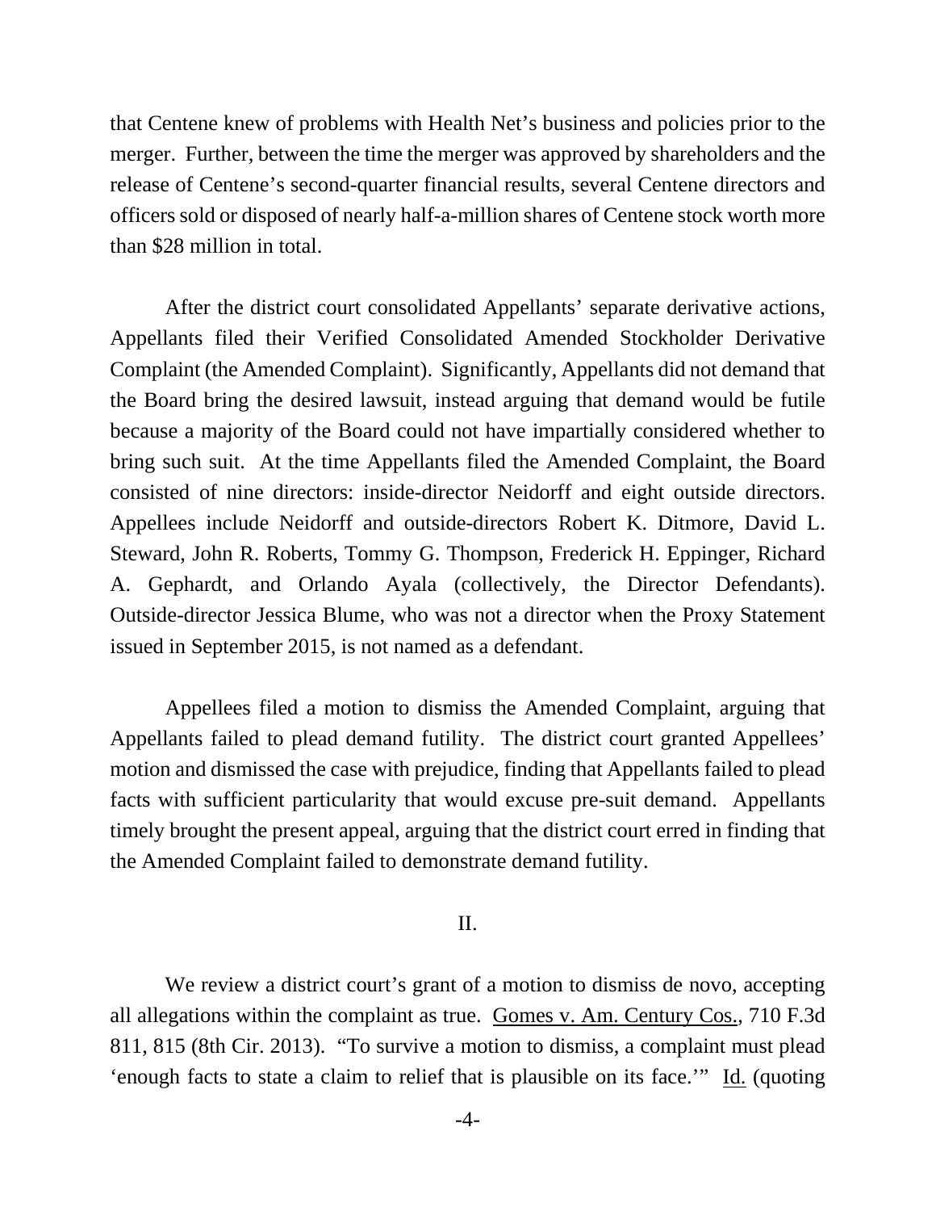that Centene knew of problems with Health Net's business and policies prior to the merger. Further, between the time the merger was approved by shareholders and the release of Centene's second-quarter financial results, several Centene directors and officers sold or disposed of nearly half-a-million shares of Centene stock worth more than $28 million in total.

After the district court consolidated Appellants' separate derivative actions, Appellants filed their Verified Consolidated Amended Stockholder Derivative Complaint (the Amended Complaint). Significantly, Appellants did not demand that the Board bring the desired lawsuit, instead arguing that demand would be futile because a majority of the Board could not have impartially considered whether to bring such suit. At the time Appellants filed the Amended Complaint, the Board consisted of nine directors: inside-director Neidorff and eight outside directors. Appellees include Neidorff and outside-directors Robert K. Ditmore, David L. Steward, John R. Roberts, Tommy G. Thompson, Frederick H. Eppinger, Richard A. Gephardt, and Orlando Ayala (collectively, the Director Defendants). Outside-director Jessica Blume, who was not a director when the Proxy Statement issued in September 2015, is not named as a defendant.

Appellees filed a motion to dismiss the Amended Complaint, arguing that Appellants failed to plead demand futility. The district court granted Appellees' motion and dismissed the case with prejudice, finding that Appellants failed to plead facts with sufficient particularity that would excuse pre-suit demand. Appellants timely brought the present appeal, arguing that the district court erred in finding that the Amended Complaint failed to demonstrate demand futility.

## II.

We review a district court's grant of a motion to dismiss de novo, accepting all allegations within the complaint as true. Gomes v. Am. Century Cos., 710 F.3d 811, 815 (8th Cir. 2013). "To survive a motion to dismiss, a complaint must plead 'enough facts to state a claim to relief that is plausible on its face.'" Id. (quoting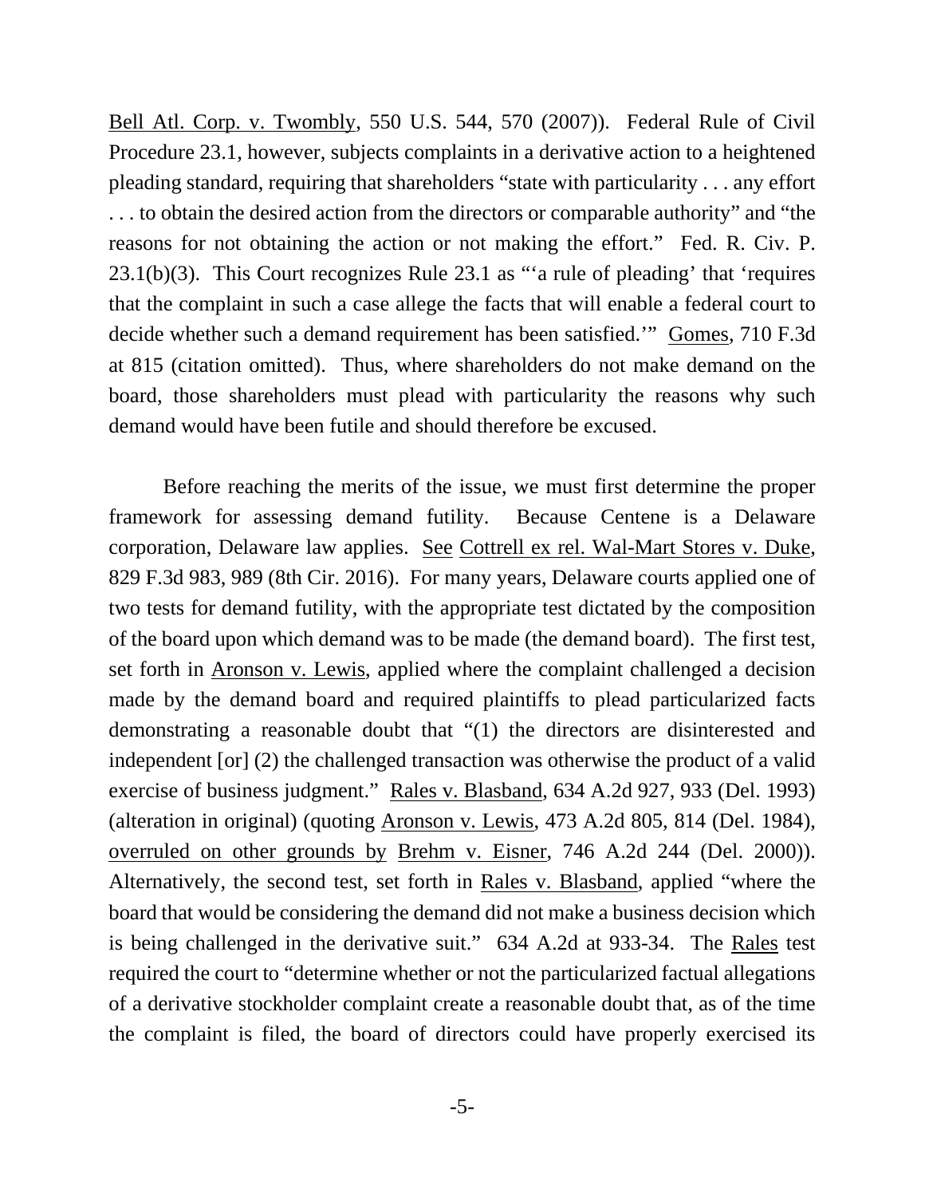Bell Atl. Corp. v. Twombly, 550 U.S. 544, 570 (2007)). Federal Rule of Civil Procedure 23.1, however, subjects complaints in a derivative action to a heightened pleading standard, requiring that shareholders "state with particularity . . . any effort . . . to obtain the desired action from the directors or comparable authority" and "the reasons for not obtaining the action or not making the effort." Fed. R. Civ. P. 23.1(b)(3). This Court recognizes Rule 23.1 as "'a rule of pleading' that 'requires that the complaint in such a case allege the facts that will enable a federal court to decide whether such a demand requirement has been satisfied.'" Gomes, 710 F.3d at 815 (citation omitted). Thus, where shareholders do not make demand on the board, those shareholders must plead with particularity the reasons why such demand would have been futile and should therefore be excused.

Before reaching the merits of the issue, we must first determine the proper framework for assessing demand futility. Because Centene is a Delaware corporation, Delaware law applies. See Cottrell ex rel. Wal-Mart Stores v. Duke, 829 F.3d 983, 989 (8th Cir. 2016). For many years, Delaware courts applied one of two tests for demand futility, with the appropriate test dictated by the composition of the board upon which demand was to be made (the demand board). The first test, set forth in Aronson v. Lewis, applied where the complaint challenged a decision made by the demand board and required plaintiffs to plead particularized facts demonstrating a reasonable doubt that "(1) the directors are disinterested and independent [or] (2) the challenged transaction was otherwise the product of a valid exercise of business judgment." Rales v. Blasband, 634 A.2d 927, 933 (Del. 1993) (alteration in original) (quoting Aronson v. Lewis, 473 A.2d 805, 814 (Del. 1984), overruled on other grounds by Brehm v. Eisner, 746 A.2d 244 (Del. 2000)). Alternatively, the second test, set forth in Rales v. Blasband, applied "where the board that would be considering the demand did not make a business decision which is being challenged in the derivative suit." 634 A.2d at 933-34. The Rales test required the court to "determine whether or not the particularized factual allegations of a derivative stockholder complaint create a reasonable doubt that, as of the time the complaint is filed, the board of directors could have properly exercised its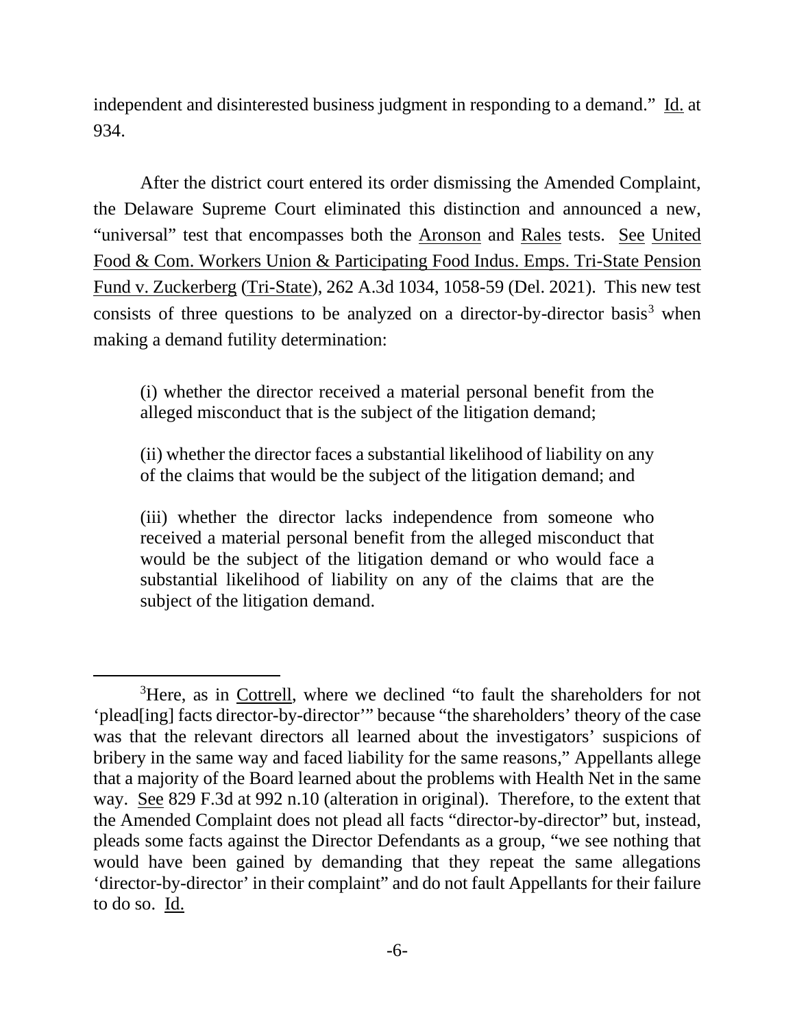independent and disinterested business judgment in responding to a demand." Id. at 934.

After the district court entered its order dismissing the Amended Complaint, the Delaware Supreme Court eliminated this distinction and announced a new, "universal" test that encompasses both the Aronson and Rales tests. See United Food & Com. Workers Union & Participating Food Indus. Emps. Tri-State Pension Fund v. Zuckerberg (Tri-State), 262 A.3d 1034, 1058-59 (Del. 2021). This new test consists of three questions to be analyzed on a director-by-director basis[3] when making a demand futility determination:

> (i) whether the director received a material personal benefit from the alleged misconduct that is the subject of the litigation demand;
>
> (ii) whether the director faces a substantial likelihood of liability on any of the claims that would be the subject of the litigation demand; and
>
> (iii) whether the director lacks independence from someone who received a material personal benefit from the alleged misconduct that would be the subject of the litigation demand or who would face a substantial likelihood of liability on any of the claims that are the subject of the litigation demand.

---

[3]Here, as in Cottrell, where we declined "to fault the shareholders for not 'plead[ing] facts director-by-director'" because "the shareholders' theory of the case was that the relevant directors all learned about the investigators' suspicions of bribery in the same way and faced liability for the same reasons," Appellants allege that a majority of the Board learned about the problems with Health Net in the same way. See 829 F.3d at 992 n.10 (alteration in original). Therefore, to the extent that the Amended Complaint does not plead all facts "director-by-director" but, instead, pleads some facts against the Director Defendants as a group, "we see nothing that would have been gained by demanding that they repeat the same allegations 'director-by-director' in their complaint" and do not fault Appellants for their failure to do so. Id.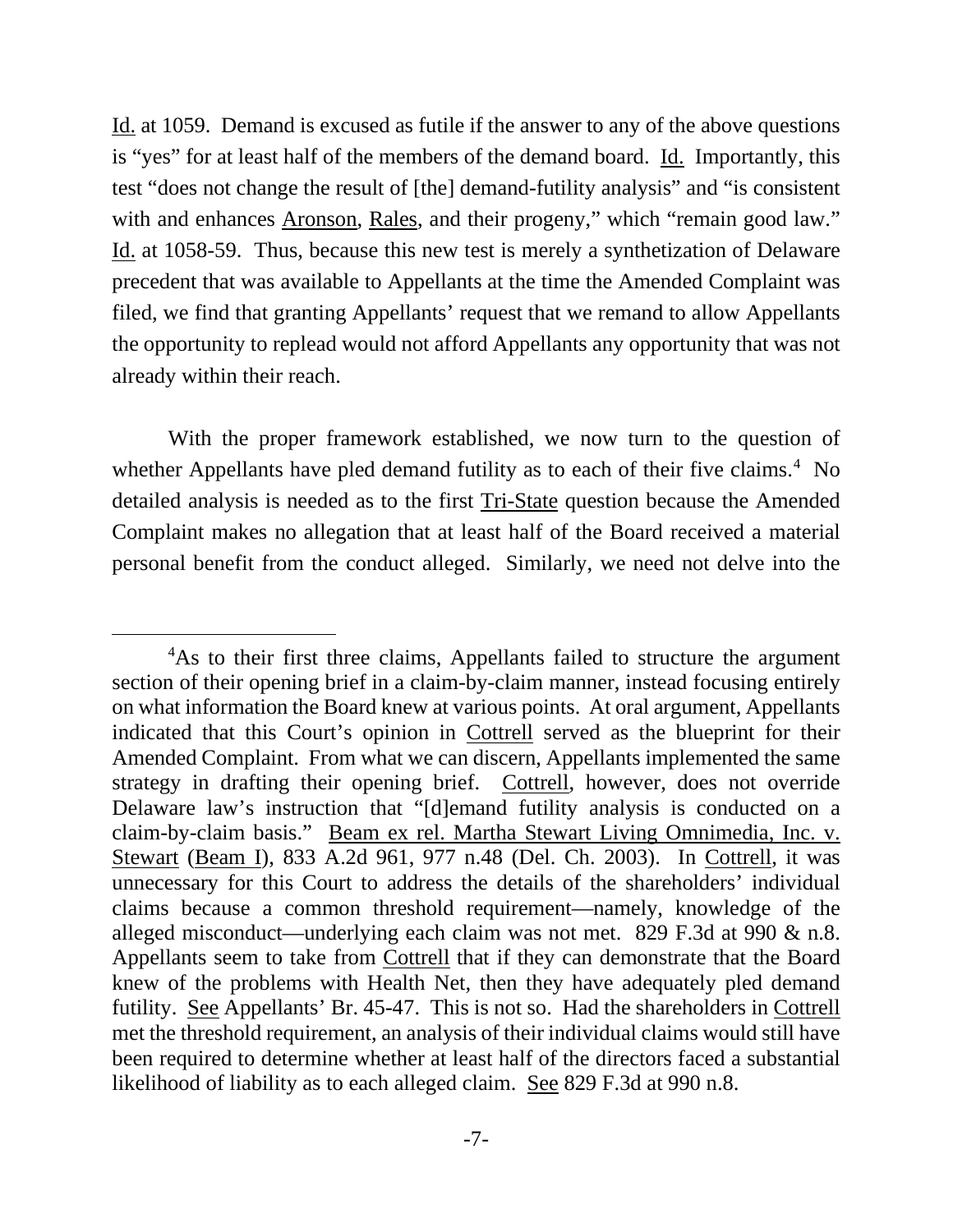Id. at 1059. Demand is excused as futile if the answer to any of the above questions is "yes" for at least half of the members of the demand board. Id. Importantly, this test "does not change the result of [the] demand-futility analysis" and "is consistent with and enhances Aronson, Rales, and their progeny," which "remain good law." Id. at 1058-59. Thus, because this new test is merely a synthetization of Delaware precedent that was available to Appellants at the time the Amended Complaint was filed, we find that granting Appellants' request that we remand to allow Appellants the opportunity to replead would not afford Appellants any opportunity that was not already within their reach.

With the proper framework established, we now turn to the question of whether Appellants have pled demand futility as to each of their five claims.[4] No detailed analysis is needed as to the first Tri-State question because the Amended Complaint makes no allegation that at least half of the Board received a material personal benefit from the conduct alleged. Similarly, we need not delve into the

---

[4]As to their first three claims, Appellants failed to structure the argument section of their opening brief in a claim-by-claim manner, instead focusing entirely on what information the Board knew at various points. At oral argument, Appellants indicated that this Court's opinion in Cottrell served as the blueprint for their Amended Complaint. From what we can discern, Appellants implemented the same strategy in drafting their opening brief. Cottrell, however, does not override Delaware law's instruction that "[d]emand futility analysis is conducted on a claim-by-claim basis." Beam ex rel. Martha Stewart Living Omnimedia, Inc. v. Stewart (Beam I), 833 A.2d 961, 977 n.48 (Del. Ch. 2003). In Cottrell, it was unnecessary for this Court to address the details of the shareholders' individual claims because a common threshold requirement—namely, knowledge of the alleged misconduct—underlying each claim was not met. 829 F.3d at 990 & n.8. Appellants seem to take from Cottrell that if they can demonstrate that the Board knew of the problems with Health Net, then they have adequately pled demand futility. See Appellants' Br. 45-47. This is not so. Had the shareholders in Cottrell met the threshold requirement, an analysis of their individual claims would still have been required to determine whether at least half of the directors faced a substantial likelihood of liability as to each alleged claim. See 829 F.3d at 990 n.8.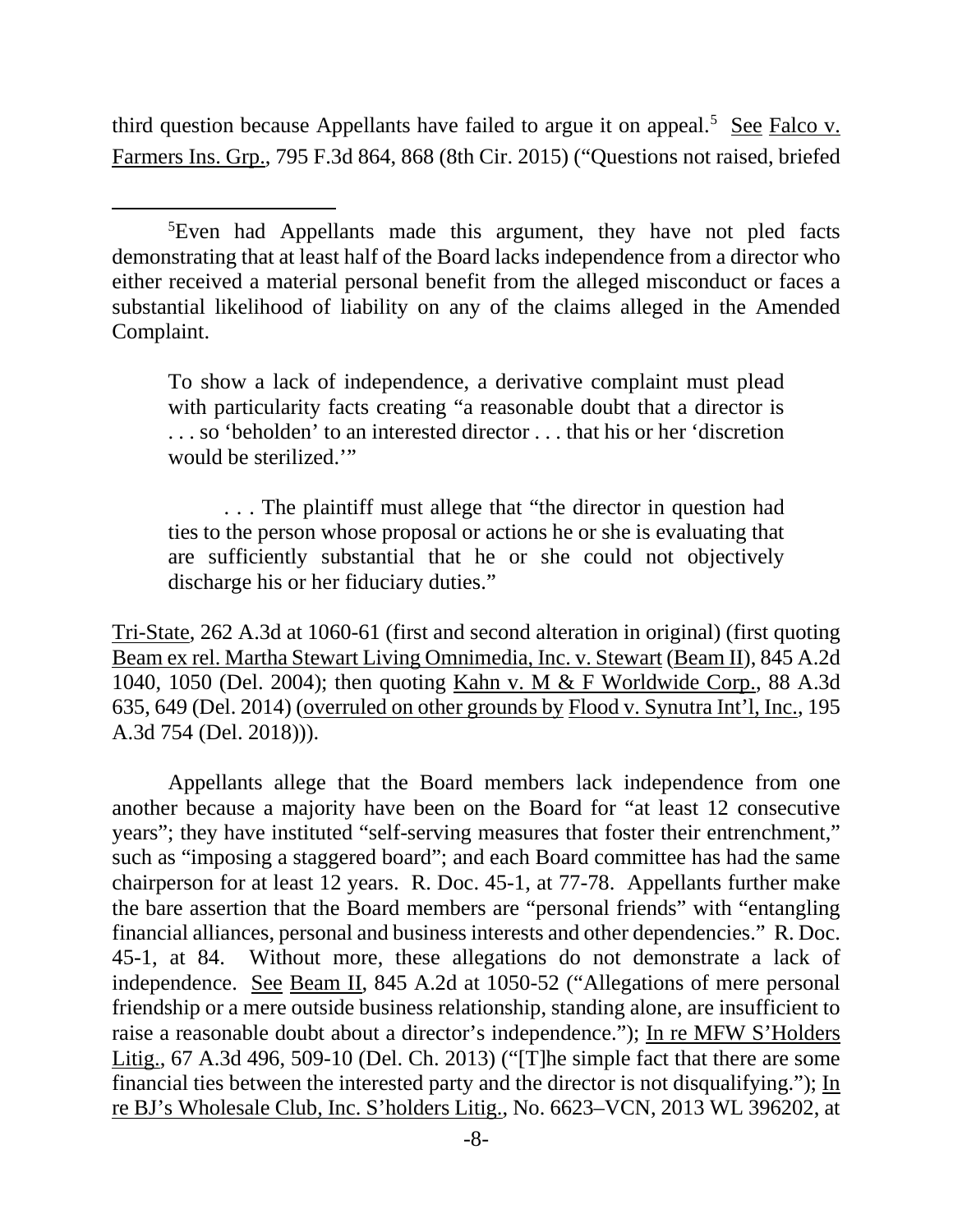third question because Appellants have failed to argue it on appeal.[5] See Falco v. Farmers Ins. Grp., 795 F.3d 864, 868 (8th Cir. 2015) ("Questions not raised, briefed

---

[5]Even had Appellants made this argument, they have not pled facts demonstrating that at least half of the Board lacks independence from a director who either received a material personal benefit from the alleged misconduct or faces a substantial likelihood of liability on any of the claims alleged in the Amended Complaint.

> To show a lack of independence, a derivative complaint must plead with particularity facts creating "a reasonable doubt that a director is . . . so 'beholden' to an interested director . . . that his or her 'discretion would be sterilized.'"
>
> . . . The plaintiff must allege that "the director in question had ties to the person whose proposal or actions he or she is evaluating that are sufficiently substantial that he or she could not objectively discharge his or her fiduciary duties."

Tri-State, 262 A.3d at 1060-61 (first and second alteration in original) (first quoting Beam ex rel. Martha Stewart Living Omnimedia, Inc. v. Stewart (Beam II), 845 A.2d 1040, 1050 (Del. 2004); then quoting Kahn v. M & F Worldwide Corp., 88 A.3d 635, 649 (Del. 2014) (overruled on other grounds by Flood v. Synutra Int'l, Inc., 195 A.3d 754 (Del. 2018))).

Appellants allege that the Board members lack independence from one another because a majority have been on the Board for "at least 12 consecutive years"; they have instituted "self-serving measures that foster their entrenchment," such as "imposing a staggered board"; and each Board committee has had the same chairperson for at least 12 years. R. Doc. 45-1, at 77-78. Appellants further make the bare assertion that the Board members are "personal friends" with "entangling financial alliances, personal and business interests and other dependencies." R. Doc. 45-1, at 84. Without more, these allegations do not demonstrate a lack of independence. See Beam II, 845 A.2d at 1050-52 ("Allegations of mere personal friendship or a mere outside business relationship, standing alone, are insufficient to raise a reasonable doubt about a director's independence."); In re MFW S'Holders Litig., 67 A.3d 496, 509-10 (Del. Ch. 2013) ("[T]he simple fact that there are some financial ties between the interested party and the director is not disqualifying."); In re BJ's Wholesale Club, Inc. S'holders Litig., No. 6623–VCN, 2013 WL 396202, at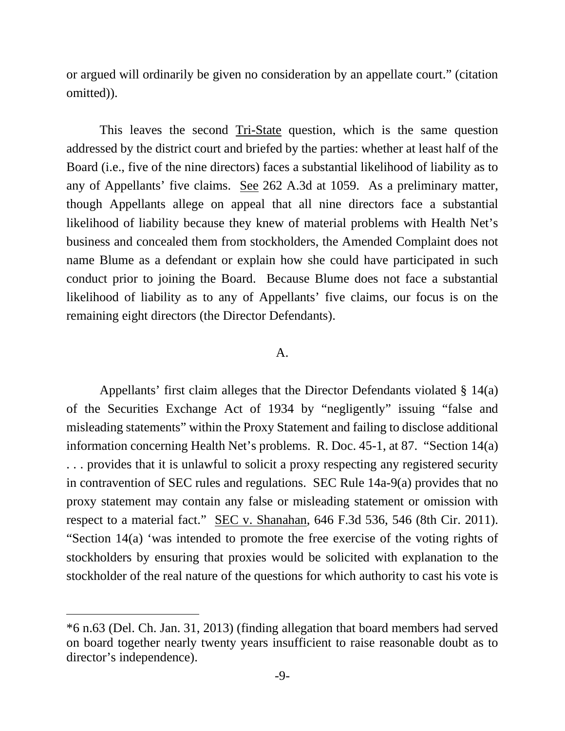or argued will ordinarily be given no consideration by an appellate court." (citation omitted)).

This leaves the second Tri-State question, which is the same question addressed by the district court and briefed by the parties: whether at least half of the Board (i.e., five of the nine directors) faces a substantial likelihood of liability as to any of Appellants' five claims. See 262 A.3d at 1059. As a preliminary matter, though Appellants allege on appeal that all nine directors face a substantial likelihood of liability because they knew of material problems with Health Net's business and concealed them from stockholders, the Amended Complaint does not name Blume as a defendant or explain how she could have participated in such conduct prior to joining the Board. Because Blume does not face a substantial likelihood of liability as to any of Appellants' five claims, our focus is on the remaining eight directors (the Director Defendants).

A.

Appellants' first claim alleges that the Director Defendants violated § 14(a) of the Securities Exchange Act of 1934 by "negligently" issuing "false and misleading statements" within the Proxy Statement and failing to disclose additional information concerning Health Net's problems. R. Doc. 45-1, at 87. "Section 14(a) . . . provides that it is unlawful to solicit a proxy respecting any registered security in contravention of SEC rules and regulations. SEC Rule 14a-9(a) provides that no proxy statement may contain any false or misleading statement or omission with respect to a material fact." SEC v. Shanahan, 646 F.3d 536, 546 (8th Cir. 2011). "Section 14(a) 'was intended to promote the free exercise of the voting rights of stockholders by ensuring that proxies would be solicited with explanation to the stockholder of the real nature of the questions for which authority to cast his vote is

---

*6 n.63 (Del. Ch. Jan. 31, 2013) (finding allegation that board members had served on board together nearly twenty years insufficient to raise reasonable doubt as to director's independence).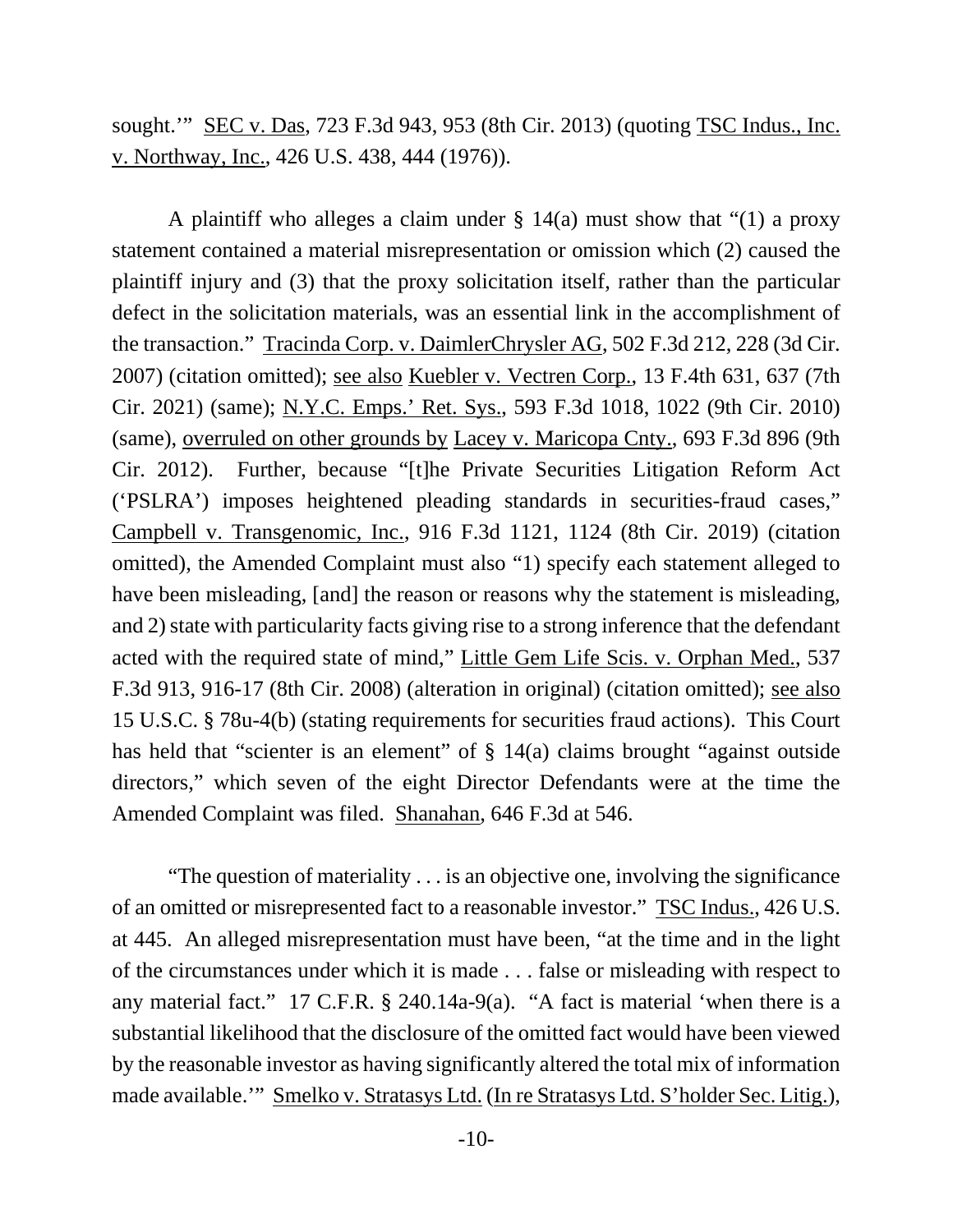sought.'" SEC v. Das, 723 F.3d 943, 953 (8th Cir. 2013) (quoting TSC Indus., Inc. v. Northway, Inc., 426 U.S. 438, 444 (1976)).

A plaintiff who alleges a claim under § 14(a) must show that "(1) a proxy statement contained a material misrepresentation or omission which (2) caused the plaintiff injury and (3) that the proxy solicitation itself, rather than the particular defect in the solicitation materials, was an essential link in the accomplishment of the transaction." Tracinda Corp. v. DaimlerChrysler AG, 502 F.3d 212, 228 (3d Cir. 2007) (citation omitted); see also Kuebler v. Vectren Corp., 13 F.4th 631, 637 (7th Cir. 2021) (same); N.Y.C. Emps.' Ret. Sys., 593 F.3d 1018, 1022 (9th Cir. 2010) (same), overruled on other grounds by Lacey v. Maricopa Cnty., 693 F.3d 896 (9th Cir. 2012). Further, because "[t]he Private Securities Litigation Reform Act ('PSLRA') imposes heightened pleading standards in securities-fraud cases," Campbell v. Transgenomic, Inc., 916 F.3d 1121, 1124 (8th Cir. 2019) (citation omitted), the Amended Complaint must also "1) specify each statement alleged to have been misleading, [and] the reason or reasons why the statement is misleading, and 2) state with particularity facts giving rise to a strong inference that the defendant acted with the required state of mind," Little Gem Life Scis. v. Orphan Med., 537 F.3d 913, 916-17 (8th Cir. 2008) (alteration in original) (citation omitted); see also 15 U.S.C. § 78u-4(b) (stating requirements for securities fraud actions). This Court has held that "scienter is an element" of § 14(a) claims brought "against outside directors," which seven of the eight Director Defendants were at the time the Amended Complaint was filed. Shanahan, 646 F.3d at 546.

"The question of materiality . . . is an objective one, involving the significance of an omitted or misrepresented fact to a reasonable investor." TSC Indus., 426 U.S. at 445. An alleged misrepresentation must have been, "at the time and in the light of the circumstances under which it is made . . . false or misleading with respect to any material fact." 17 C.F.R. § 240.14a-9(a). "A fact is material 'when there is a substantial likelihood that the disclosure of the omitted fact would have been viewed by the reasonable investor as having significantly altered the total mix of information made available.'" Smelko v. Stratasys Ltd. (In re Stratasys Ltd. S'holder Sec. Litig.),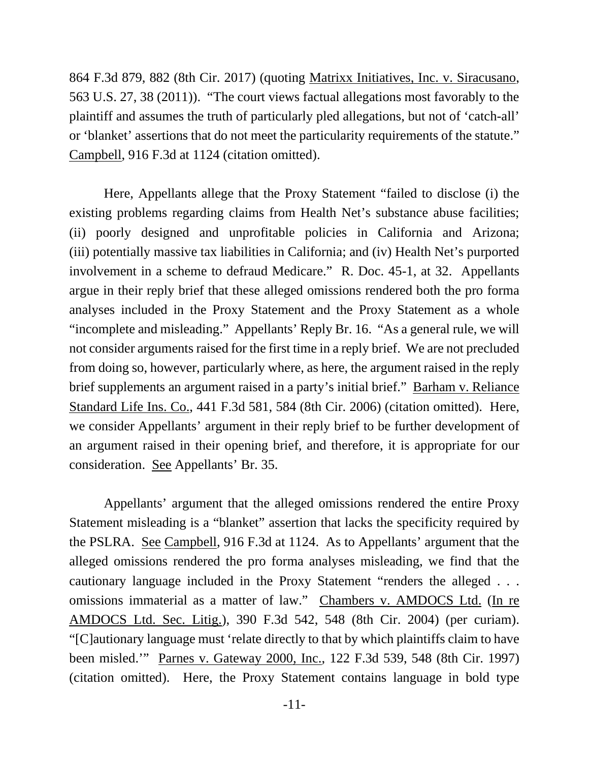864 F.3d 879, 882 (8th Cir. 2017) (quoting Matrixx Initiatives, Inc. v. Siracusano, 563 U.S. 27, 38 (2011)). "The court views factual allegations most favorably to the plaintiff and assumes the truth of particularly pled allegations, but not of 'catch-all' or 'blanket' assertions that do not meet the particularity requirements of the statute." Campbell, 916 F.3d at 1124 (citation omitted).

Here, Appellants allege that the Proxy Statement "failed to disclose (i) the existing problems regarding claims from Health Net's substance abuse facilities; (ii) poorly designed and unprofitable policies in California and Arizona; (iii) potentially massive tax liabilities in California; and (iv) Health Net's purported involvement in a scheme to defraud Medicare." R. Doc. 45-1, at 32. Appellants argue in their reply brief that these alleged omissions rendered both the pro forma analyses included in the Proxy Statement and the Proxy Statement as a whole "incomplete and misleading." Appellants' Reply Br. 16. "As a general rule, we will not consider arguments raised for the first time in a reply brief. We are not precluded from doing so, however, particularly where, as here, the argument raised in the reply brief supplements an argument raised in a party's initial brief." Barham v. Reliance Standard Life Ins. Co., 441 F.3d 581, 584 (8th Cir. 2006) (citation omitted). Here, we consider Appellants' argument in their reply brief to be further development of an argument raised in their opening brief, and therefore, it is appropriate for our consideration. See Appellants' Br. 35.

Appellants' argument that the alleged omissions rendered the entire Proxy Statement misleading is a "blanket" assertion that lacks the specificity required by the PSLRA. See Campbell, 916 F.3d at 1124. As to Appellants' argument that the alleged omissions rendered the pro forma analyses misleading, we find that the cautionary language included in the Proxy Statement "renders the alleged . . . omissions immaterial as a matter of law." Chambers v. AMDOCS Ltd. (In re AMDOCS Ltd. Sec. Litig.), 390 F.3d 542, 548 (8th Cir. 2004) (per curiam). "[C]autionary language must 'relate directly to that by which plaintiffs claim to have been misled.'" Parnes v. Gateway 2000, Inc., 122 F.3d 539, 548 (8th Cir. 1997) (citation omitted). Here, the Proxy Statement contains language in bold type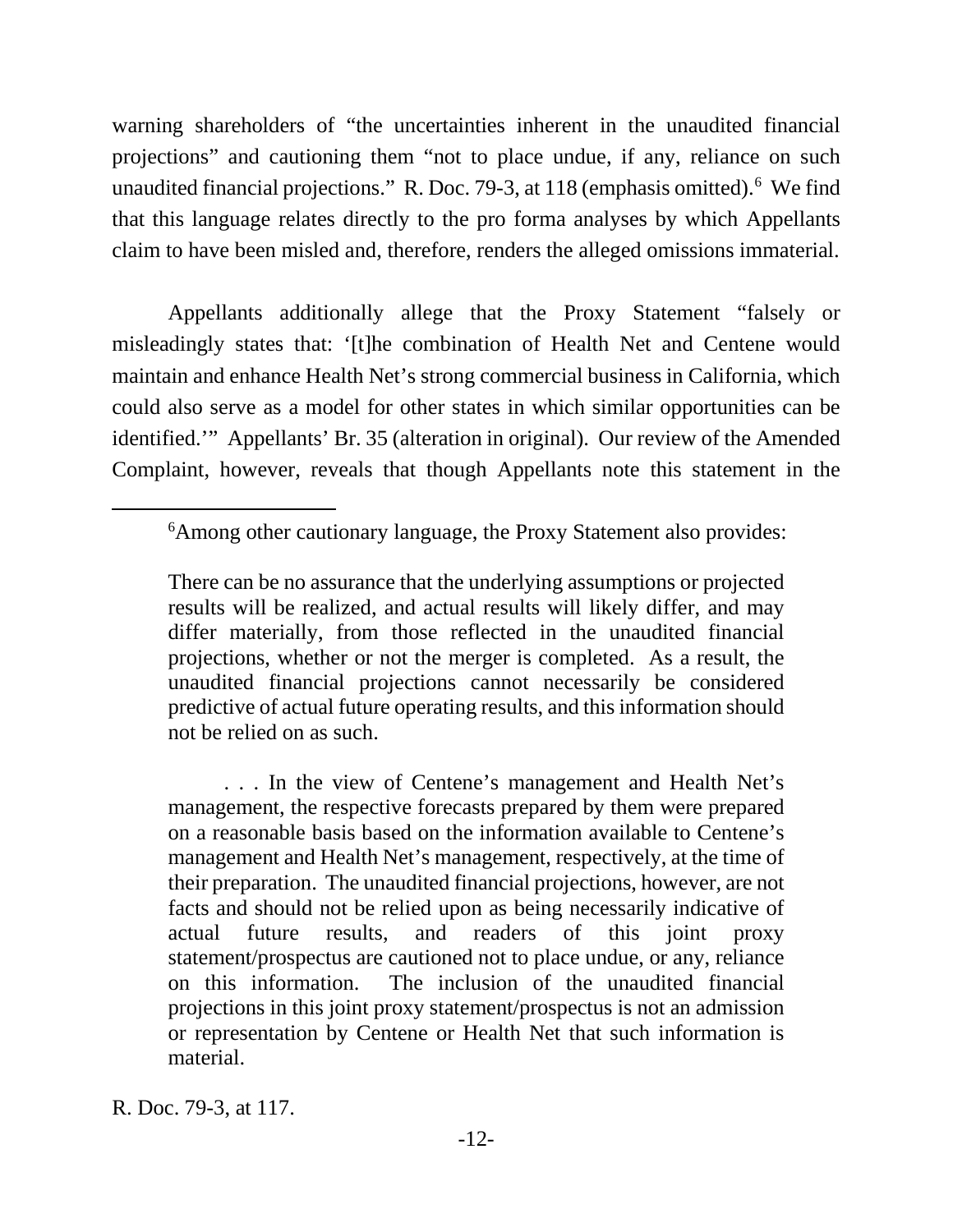warning shareholders of "the uncertainties inherent in the unaudited financial projections" and cautioning them "not to place undue, if any, reliance on such unaudited financial projections." R. Doc. 79-3, at 118 (emphasis omitted).[6] We find that this language relates directly to the pro forma analyses by which Appellants claim to have been misled and, therefore, renders the alleged omissions immaterial.

Appellants additionally allege that the Proxy Statement "falsely or misleadingly states that: '[t]he combination of Health Net and Centene would maintain and enhance Health Net's strong commercial business in California, which could also serve as a model for other states in which similar opportunities can be identified.'" Appellants' Br. 35 (alteration in original). Our review of the Amended Complaint, however, reveals that though Appellants note this statement in the

---

[6] Among other cautionary language, the Proxy Statement also provides:

> There can be no assurance that the underlying assumptions or projected results will be realized, and actual results will likely differ, and may differ materially, from those reflected in the unaudited financial projections, whether or not the merger is completed. As a result, the unaudited financial projections cannot necessarily be considered predictive of actual future operating results, and this information should not be relied on as such.
>
> . . . In the view of Centene's management and Health Net's management, the respective forecasts prepared by them were prepared on a reasonable basis based on the information available to Centene's management and Health Net's management, respectively, at the time of their preparation. The unaudited financial projections, however, are not facts and should not be relied upon as being necessarily indicative of actual future results, and readers of this joint proxy statement/prospectus are cautioned not to place undue, or any, reliance on this information. The inclusion of the unaudited financial projections in this joint proxy statement/prospectus is not an admission or representation by Centene or Health Net that such information is material.

R. Doc. 79-3, at 117.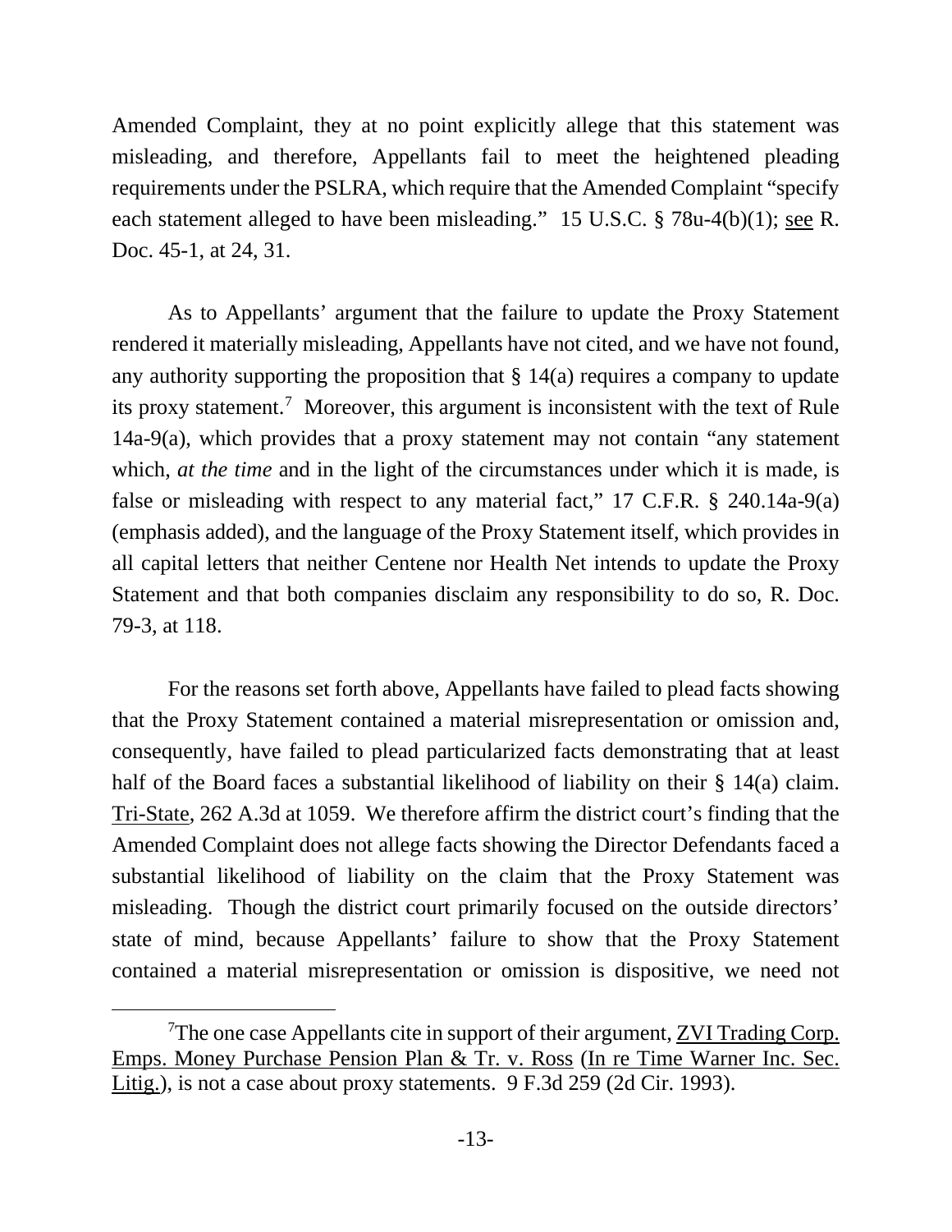Amended Complaint, they at no point explicitly allege that this statement was misleading, and therefore, Appellants fail to meet the heightened pleading requirements under the PSLRA, which require that the Amended Complaint "specify each statement alleged to have been misleading." 15 U.S.C. § 78u-4(b)(1); see R. Doc. 45-1, at 24, 31.

As to Appellants' argument that the failure to update the Proxy Statement rendered it materially misleading, Appellants have not cited, and we have not found, any authority supporting the proposition that § 14(a) requires a company to update its proxy statement.[7] Moreover, this argument is inconsistent with the text of Rule 14a-9(a), which provides that a proxy statement may not contain "any statement which, *at the time* and in the light of the circumstances under which it is made, is false or misleading with respect to any material fact," 17 C.F.R. § 240.14a-9(a) (emphasis added), and the language of the Proxy Statement itself, which provides in all capital letters that neither Centene nor Health Net intends to update the Proxy Statement and that both companies disclaim any responsibility to do so, R. Doc. 79-3, at 118.

For the reasons set forth above, Appellants have failed to plead facts showing that the Proxy Statement contained a material misrepresentation or omission and, consequently, have failed to plead particularized facts demonstrating that at least half of the Board faces a substantial likelihood of liability on their § 14(a) claim. Tri-State, 262 A.3d at 1059. We therefore affirm the district court's finding that the Amended Complaint does not allege facts showing the Director Defendants faced a substantial likelihood of liability on the claim that the Proxy Statement was misleading. Though the district court primarily focused on the outside directors' state of mind, because Appellants' failure to show that the Proxy Statement contained a material misrepresentation or omission is dispositive, we need not

---

[7] The one case Appellants cite in support of their argument, ZVI Trading Corp. Emps. Money Purchase Pension Plan & Tr. v. Ross (In re Time Warner Inc. Sec. Litig.), is not a case about proxy statements. 9 F.3d 259 (2d Cir. 1993).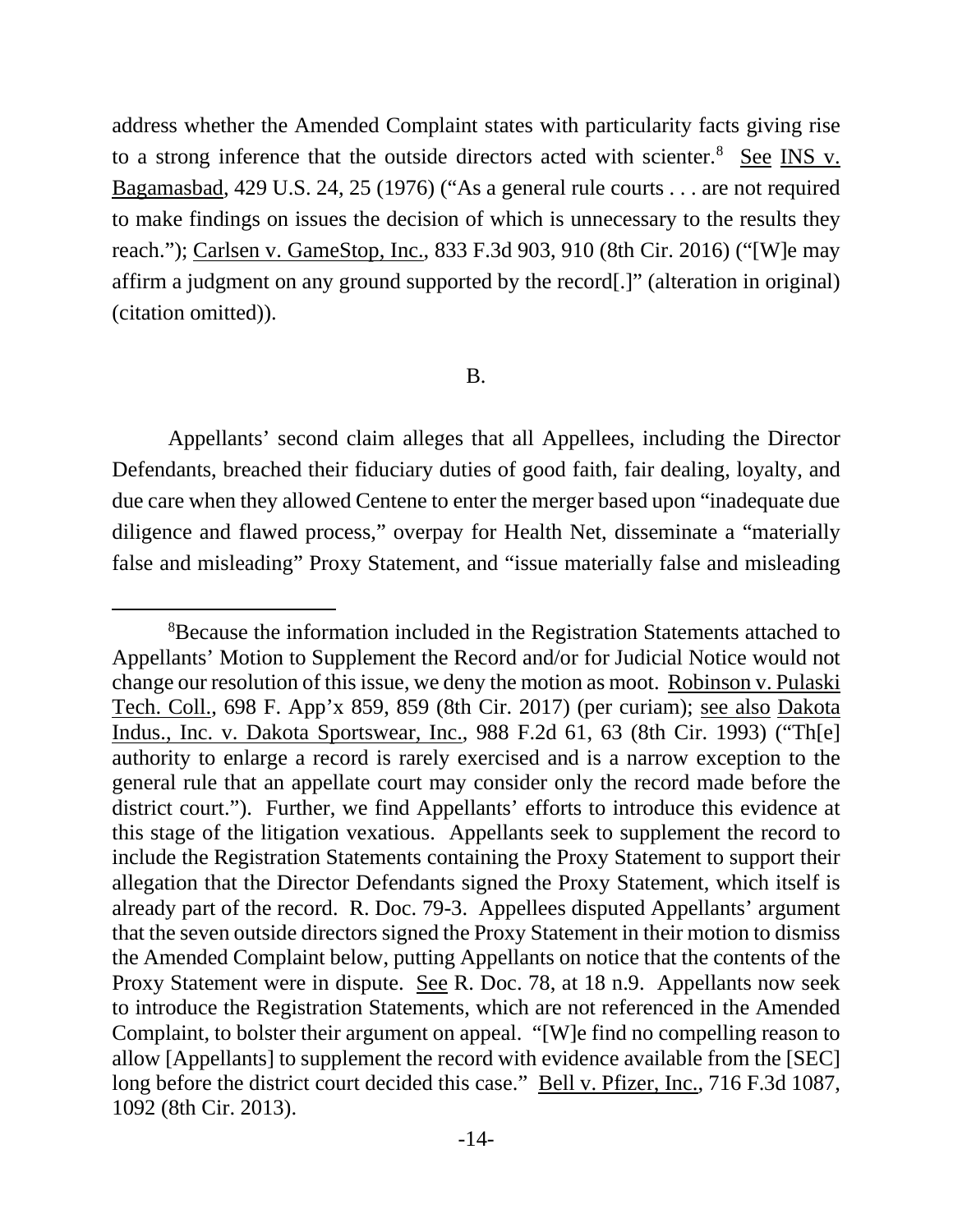address whether the Amended Complaint states with particularity facts giving rise to a strong inference that the outside directors acted with scienter.[8] See INS v. Bagamasbad, 429 U.S. 24, 25 (1976) ("As a general rule courts . . . are not required to make findings on issues the decision of which is unnecessary to the results they reach."); Carlsen v. GameStop, Inc., 833 F.3d 903, 910 (8th Cir. 2016) ("[W]e may affirm a judgment on any ground supported by the record[.]" (alteration in original) (citation omitted)).

B.

Appellants' second claim alleges that all Appellees, including the Director Defendants, breached their fiduciary duties of good faith, fair dealing, loyalty, and due care when they allowed Centene to enter the merger based upon "inadequate due diligence and flawed process," overpay for Health Net, disseminate a "materially false and misleading" Proxy Statement, and "issue materially false and misleading

---

[8]Because the information included in the Registration Statements attached to Appellants' Motion to Supplement the Record and/or for Judicial Notice would not change our resolution of this issue, we deny the motion as moot. Robinson v. Pulaski Tech. Coll., 698 F. App'x 859, 859 (8th Cir. 2017) (per curiam); see also Dakota Indus., Inc. v. Dakota Sportswear, Inc., 988 F.2d 61, 63 (8th Cir. 1993) ("Th[e] authority to enlarge a record is rarely exercised and is a narrow exception to the general rule that an appellate court may consider only the record made before the district court."). Further, we find Appellants' efforts to introduce this evidence at this stage of the litigation vexatious. Appellants seek to supplement the record to include the Registration Statements containing the Proxy Statement to support their allegation that the Director Defendants signed the Proxy Statement, which itself is already part of the record. R. Doc. 79-3. Appellees disputed Appellants' argument that the seven outside directors signed the Proxy Statement in their motion to dismiss the Amended Complaint below, putting Appellants on notice that the contents of the Proxy Statement were in dispute. See R. Doc. 78, at 18 n.9. Appellants now seek to introduce the Registration Statements, which are not referenced in the Amended Complaint, to bolster their argument on appeal. "[W]e find no compelling reason to allow [Appellants] to supplement the record with evidence available from the [SEC] long before the district court decided this case." Bell v. Pfizer, Inc., 716 F.3d 1087, 1092 (8th Cir. 2013).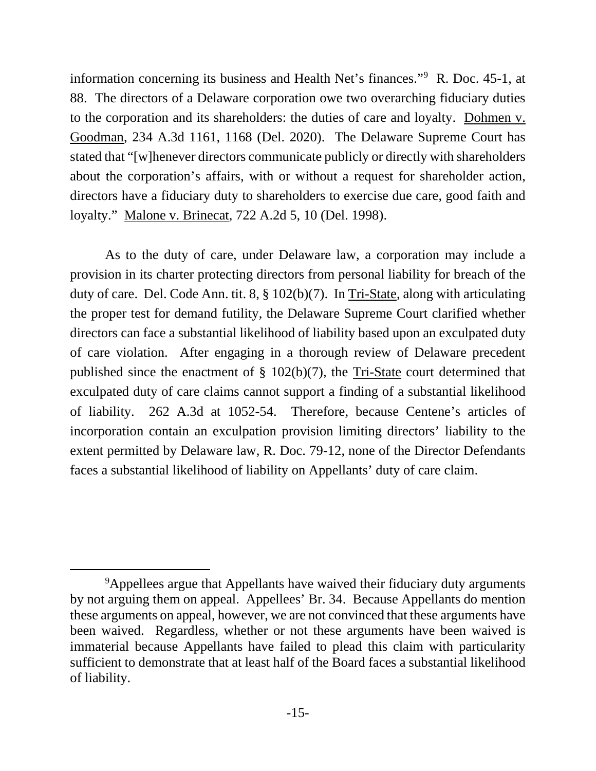information concerning its business and Health Net's finances."[9] R. Doc. 45-1, at 88. The directors of a Delaware corporation owe two overarching fiduciary duties to the corporation and its shareholders: the duties of care and loyalty. Dohmen v. Goodman, 234 A.3d 1161, 1168 (Del. 2020). The Delaware Supreme Court has stated that "[w]henever directors communicate publicly or directly with shareholders about the corporation's affairs, with or without a request for shareholder action, directors have a fiduciary duty to shareholders to exercise due care, good faith and loyalty." Malone v. Brinecat, 722 A.2d 5, 10 (Del. 1998).

As to the duty of care, under Delaware law, a corporation may include a provision in its charter protecting directors from personal liability for breach of the duty of care. Del. Code Ann. tit. 8, § 102(b)(7). In Tri-State, along with articulating the proper test for demand futility, the Delaware Supreme Court clarified whether directors can face a substantial likelihood of liability based upon an exculpated duty of care violation. After engaging in a thorough review of Delaware precedent published since the enactment of § 102(b)(7), the Tri-State court determined that exculpated duty of care claims cannot support a finding of a substantial likelihood of liability. 262 A.3d at 1052-54. Therefore, because Centene's articles of incorporation contain an exculpation provision limiting directors' liability to the extent permitted by Delaware law, R. Doc. 79-12, none of the Director Defendants faces a substantial likelihood of liability on Appellants' duty of care claim.

---

[9] Appellees argue that Appellants have waived their fiduciary duty arguments by not arguing them on appeal. Appellees' Br. 34. Because Appellants do mention these arguments on appeal, however, we are not convinced that these arguments have been waived. Regardless, whether or not these arguments have been waived is immaterial because Appellants have failed to plead this claim with particularity sufficient to demonstrate that at least half of the Board faces a substantial likelihood of liability.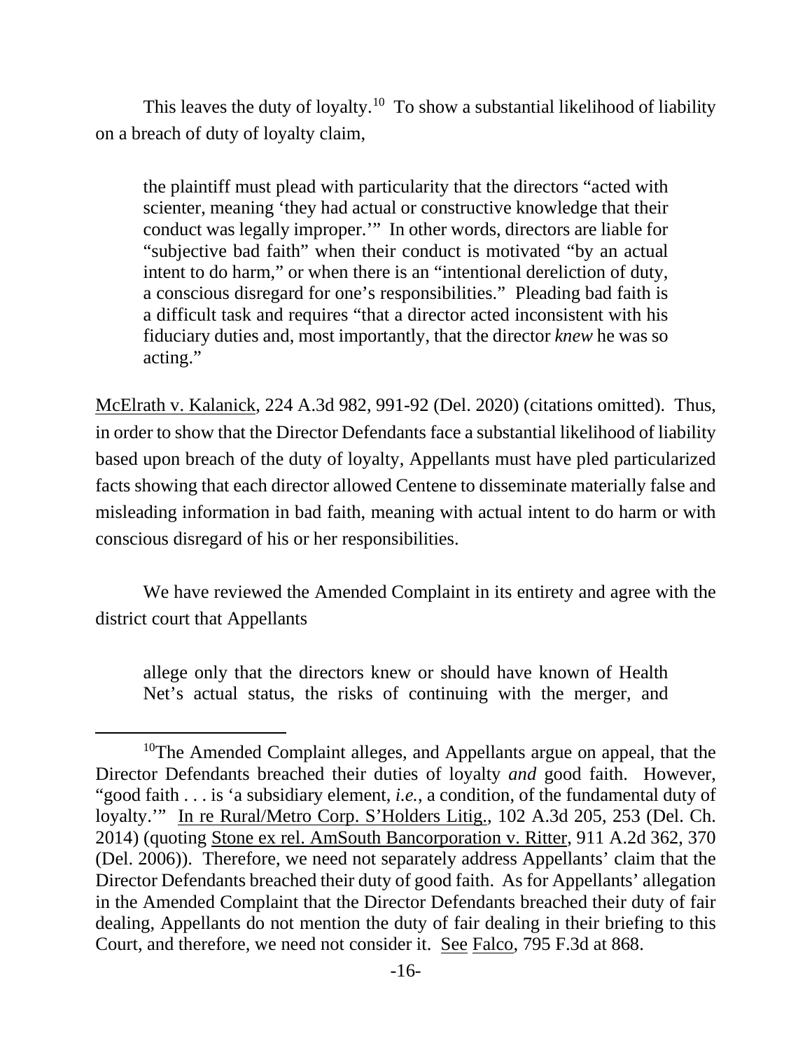This leaves the duty of loyalty.[10] To show a substantial likelihood of liability on a breach of duty of loyalty claim,

> the plaintiff must plead with particularity that the directors "acted with scienter, meaning 'they had actual or constructive knowledge that their conduct was legally improper.'" In other words, directors are liable for "subjective bad faith" when their conduct is motivated "by an actual intent to do harm," or when there is an "intentional dereliction of duty, a conscious disregard for one's responsibilities." Pleading bad faith is a difficult task and requires "that a director acted inconsistent with his fiduciary duties and, most importantly, that the director *knew* he was so acting."

McElrath v. Kalanick, 224 A.3d 982, 991-92 (Del. 2020) (citations omitted). Thus, in order to show that the Director Defendants face a substantial likelihood of liability based upon breach of the duty of loyalty, Appellants must have pled particularized facts showing that each director allowed Centene to disseminate materially false and misleading information in bad faith, meaning with actual intent to do harm or with conscious disregard of his or her responsibilities.

We have reviewed the Amended Complaint in its entirety and agree with the district court that Appellants

> allege only that the directors knew or should have known of Health Net's actual status, the risks of continuing with the merger, and

[10]The Amended Complaint alleges, and Appellants argue on appeal, that the Director Defendants breached their duties of loyalty *and* good faith. However, "good faith . . . is 'a subsidiary element, *i.e.*, a condition, of the fundamental duty of loyalty.'" In re Rural/Metro Corp. S'Holders Litig., 102 A.3d 205, 253 (Del. Ch. 2014) (quoting Stone ex rel. AmSouth Bancorporation v. Ritter, 911 A.2d 362, 370 (Del. 2006)). Therefore, we need not separately address Appellants' claim that the Director Defendants breached their duty of good faith. As for Appellants' allegation in the Amended Complaint that the Director Defendants breached their duty of fair dealing, Appellants do not mention the duty of fair dealing in their briefing to this Court, and therefore, we need not consider it. See Falco, 795 F.3d at 868.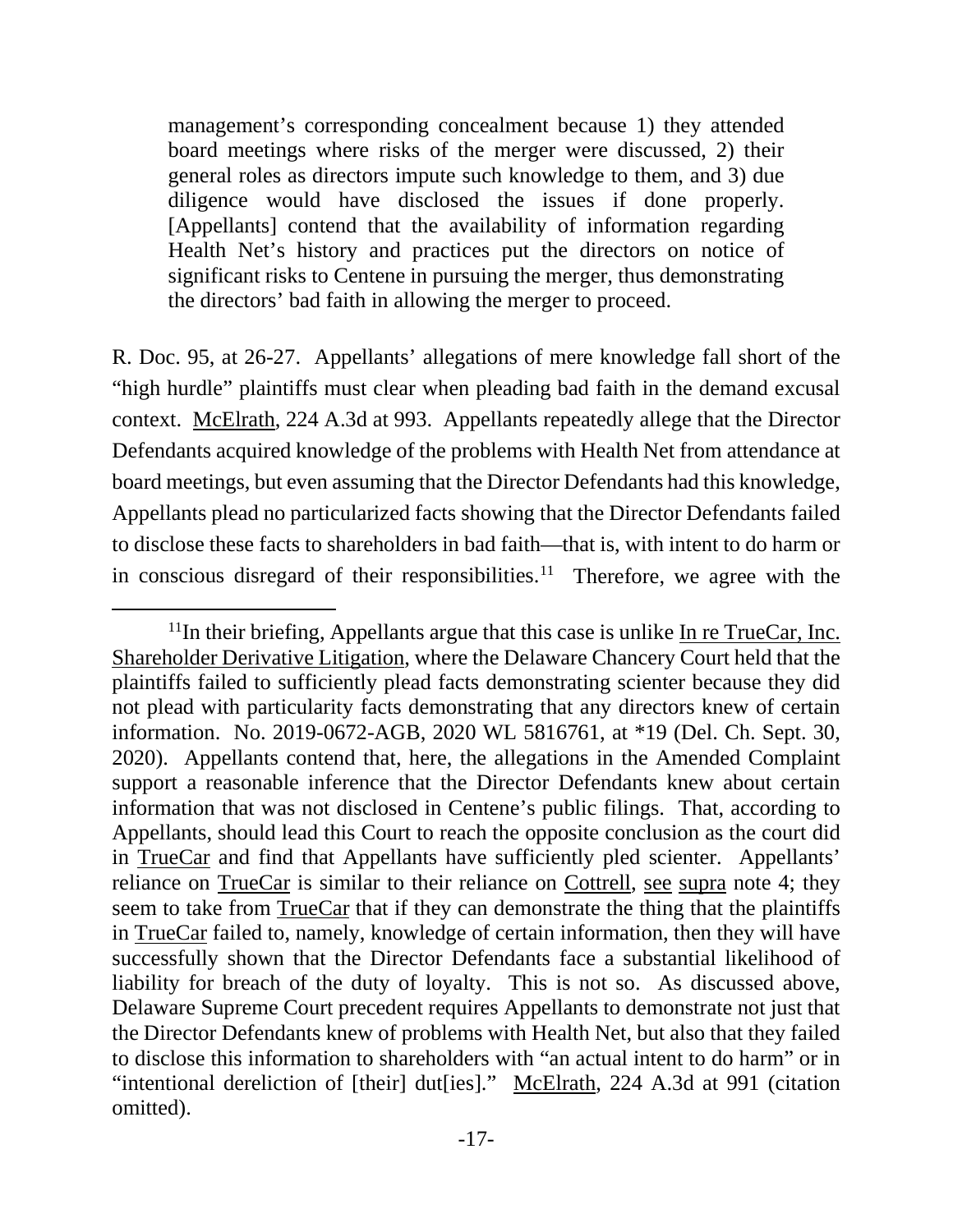> management's corresponding concealment because 1) they attended board meetings where risks of the merger were discussed, 2) their general roles as directors impute such knowledge to them, and 3) due diligence would have disclosed the issues if done properly. [Appellants] contend that the availability of information regarding Health Net's history and practices put the directors on notice of significant risks to Centene in pursuing the merger, thus demonstrating the directors' bad faith in allowing the merger to proceed.

R. Doc. 95, at 26-27. Appellants' allegations of mere knowledge fall short of the "high hurdle" plaintiffs must clear when pleading bad faith in the demand excusal context. McElrath, 224 A.3d at 993. Appellants repeatedly allege that the Director Defendants acquired knowledge of the problems with Health Net from attendance at board meetings, but even assuming that the Director Defendants had this knowledge, Appellants plead no particularized facts showing that the Director Defendants failed to disclose these facts to shareholders in bad faith—that is, with intent to do harm or in conscious disregard of their responsibilities.[11] Therefore, we agree with the

---

[11] In their briefing, Appellants argue that this case is unlike In re TrueCar, Inc. Shareholder Derivative Litigation, where the Delaware Chancery Court held that the plaintiffs failed to sufficiently plead facts demonstrating scienter because they did not plead with particularity facts demonstrating that any directors knew of certain information. No. 2019-0672-AGB, 2020 WL 5816761, at *19 (Del. Ch. Sept. 30, 2020). Appellants contend that, here, the allegations in the Amended Complaint support a reasonable inference that the Director Defendants knew about certain information that was not disclosed in Centene's public filings. That, according to Appellants, should lead this Court to reach the opposite conclusion as the court did in TrueCar and find that Appellants have sufficiently pled scienter. Appellants' reliance on TrueCar is similar to their reliance on Cottrell, see supra note 4; they seem to take from TrueCar that if they can demonstrate the thing that the plaintiffs in TrueCar failed to, namely, knowledge of certain information, then they will have successfully shown that the Director Defendants face a substantial likelihood of liability for breach of the duty of loyalty. This is not so. As discussed above, Delaware Supreme Court precedent requires Appellants to demonstrate not just that the Director Defendants knew of problems with Health Net, but also that they failed to disclose this information to shareholders with "an actual intent to do harm" or in "intentional dereliction of [their] dut[ies]." McElrath, 224 A.3d at 991 (citation omitted).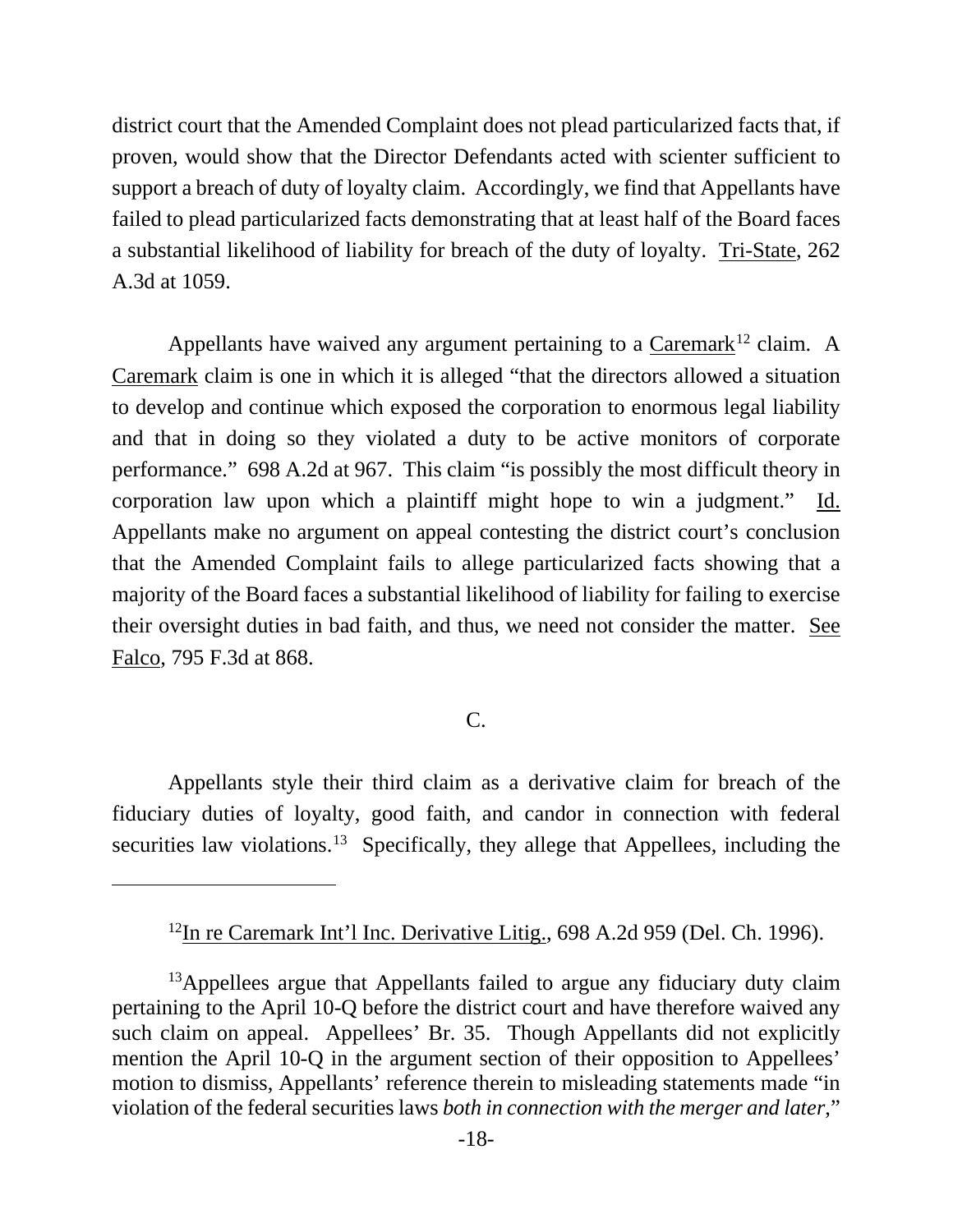district court that the Amended Complaint does not plead particularized facts that, if proven, would show that the Director Defendants acted with scienter sufficient to support a breach of duty of loyalty claim. Accordingly, we find that Appellants have failed to plead particularized facts demonstrating that at least half of the Board faces a substantial likelihood of liability for breach of the duty of loyalty. Tri-State, 262 A.3d at 1059.

Appellants have waived any argument pertaining to a Caremark[12] claim. A Caremark claim is one in which it is alleged "that the directors allowed a situation to develop and continue which exposed the corporation to enormous legal liability and that in doing so they violated a duty to be active monitors of corporate performance." 698 A.2d at 967. This claim "is possibly the most difficult theory in corporation law upon which a plaintiff might hope to win a judgment." Id. Appellants make no argument on appeal contesting the district court's conclusion that the Amended Complaint fails to allege particularized facts showing that a majority of the Board faces a substantial likelihood of liability for failing to exercise their oversight duties in bad faith, and thus, we need not consider the matter. See Falco, 795 F.3d at 868.

C.

Appellants style their third claim as a derivative claim for breach of the fiduciary duties of loyalty, good faith, and candor in connection with federal securities law violations.[13] Specifically, they allege that Appellees, including the

---

[12] In re Caremark Int'l Inc. Derivative Litig., 698 A.2d 959 (Del. Ch. 1996).

[13] Appellees argue that Appellants failed to argue any fiduciary duty claim pertaining to the April 10-Q before the district court and have therefore waived any such claim on appeal. Appellees' Br. 35. Though Appellants did not explicitly mention the April 10-Q in the argument section of their opposition to Appellees' motion to dismiss, Appellants' reference therein to misleading statements made "in violation of the federal securities laws *both in connection with the merger and later*,"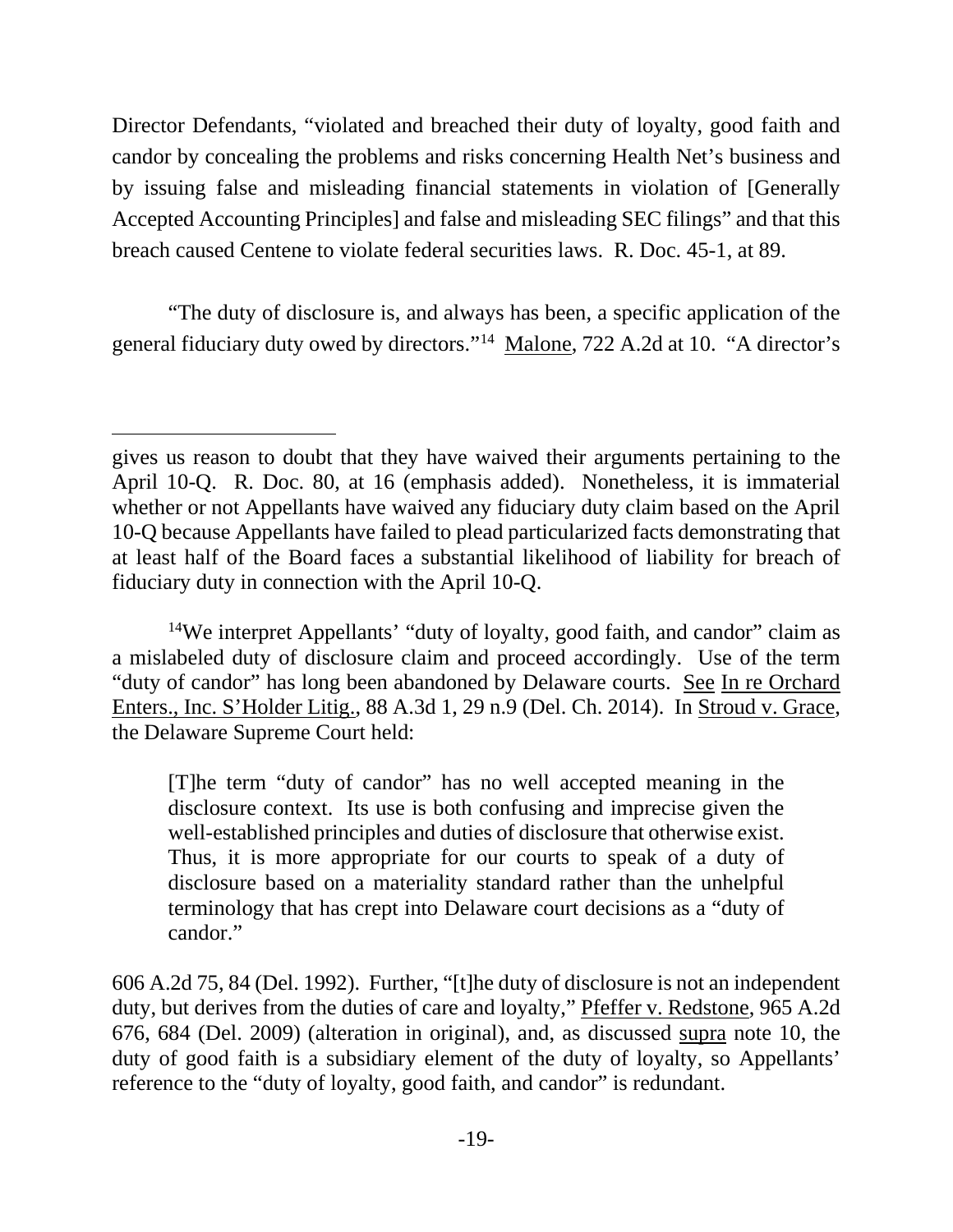Director Defendants, "violated and breached their duty of loyalty, good faith and candor by concealing the problems and risks concerning Health Net's business and by issuing false and misleading financial statements in violation of [Generally Accepted Accounting Principles] and false and misleading SEC filings" and that this breach caused Centene to violate federal securities laws. R. Doc. 45-1, at 89.

"The duty of disclosure is, and always has been, a specific application of the general fiduciary duty owed by directors."[14] Malone, 722 A.2d at 10. "A director's

---

gives us reason to doubt that they have waived their arguments pertaining to the April 10-Q. R. Doc. 80, at 16 (emphasis added). Nonetheless, it is immaterial whether or not Appellants have waived any fiduciary duty claim based on the April 10-Q because Appellants have failed to plead particularized facts demonstrating that at least half of the Board faces a substantial likelihood of liability for breach of fiduciary duty in connection with the April 10-Q.

[14] We interpret Appellants' "duty of loyalty, good faith, and candor" claim as a mislabeled duty of disclosure claim and proceed accordingly. Use of the term "duty of candor" has long been abandoned by Delaware courts. See In re Orchard Enters., Inc. S'Holder Litig., 88 A.3d 1, 29 n.9 (Del. Ch. 2014). In Stroud v. Grace, the Delaware Supreme Court held:

> [T]he term "duty of candor" has no well accepted meaning in the disclosure context. Its use is both confusing and imprecise given the well-established principles and duties of disclosure that otherwise exist. Thus, it is more appropriate for our courts to speak of a duty of disclosure based on a materiality standard rather than the unhelpful terminology that has crept into Delaware court decisions as a "duty of candor."

606 A.2d 75, 84 (Del. 1992). Further, "[t]he duty of disclosure is not an independent duty, but derives from the duties of care and loyalty," Pfeffer v. Redstone, 965 A.2d 676, 684 (Del. 2009) (alteration in original), and, as discussed supra note 10, the duty of good faith is a subsidiary element of the duty of loyalty, so Appellants' reference to the "duty of loyalty, good faith, and candor" is redundant.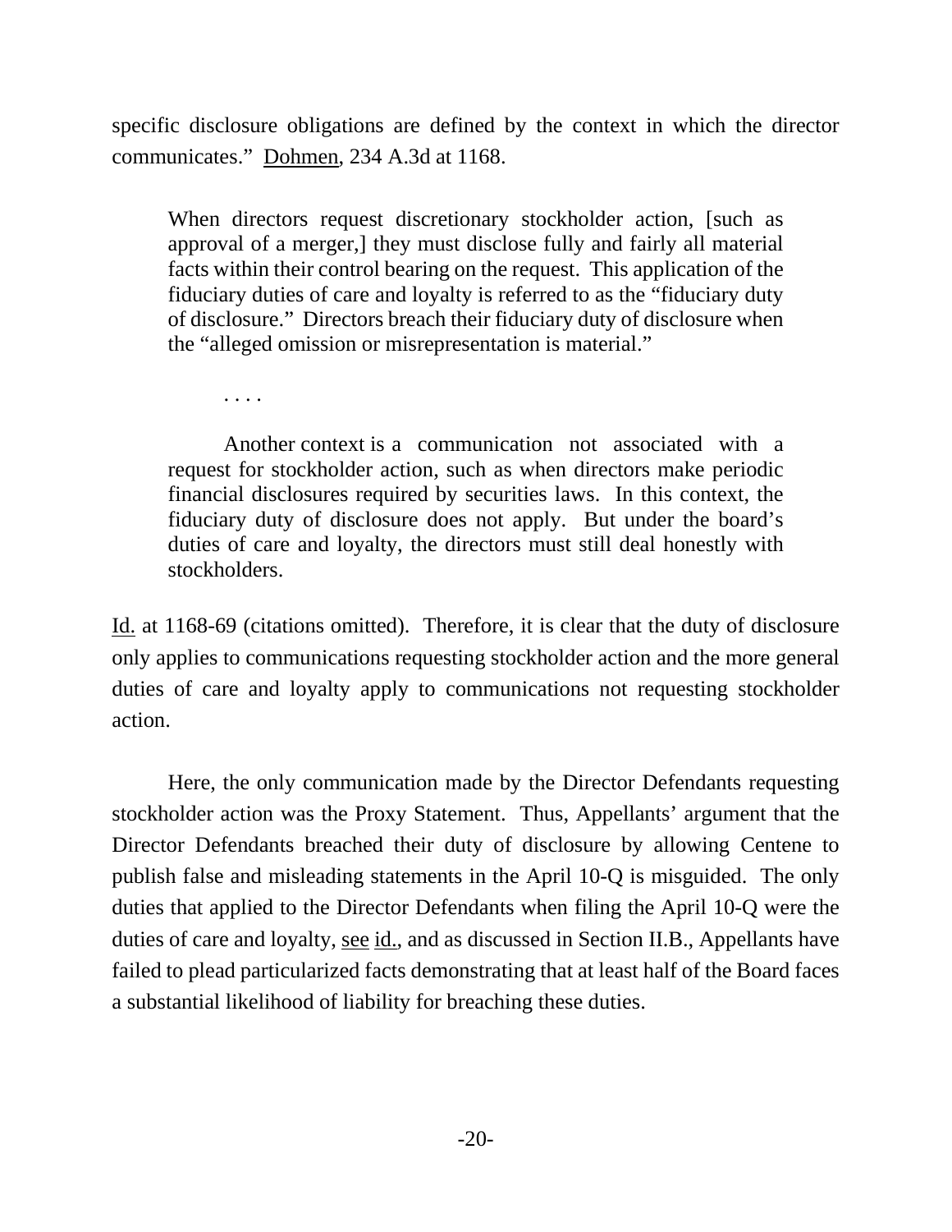specific disclosure obligations are defined by the context in which the director communicates." Dohmen, 234 A.3d at 1168.

> When directors request discretionary stockholder action, [such as approval of a merger,] they must disclose fully and fairly all material facts within their control bearing on the request. This application of the fiduciary duties of care and loyalty is referred to as the "fiduciary duty of disclosure." Directors breach their fiduciary duty of disclosure when the "alleged omission or misrepresentation is material."
>
> . . . .
>
> Another context is a communication not associated with a request for stockholder action, such as when directors make periodic financial disclosures required by securities laws. In this context, the fiduciary duty of disclosure does not apply. But under the board's duties of care and loyalty, the directors must still deal honestly with stockholders.

Id. at 1168-69 (citations omitted). Therefore, it is clear that the duty of disclosure only applies to communications requesting stockholder action and the more general duties of care and loyalty apply to communications not requesting stockholder action.

Here, the only communication made by the Director Defendants requesting stockholder action was the Proxy Statement. Thus, Appellants' argument that the Director Defendants breached their duty of disclosure by allowing Centene to publish false and misleading statements in the April 10-Q is misguided. The only duties that applied to the Director Defendants when filing the April 10-Q were the duties of care and loyalty, see id., and as discussed in Section II.B., Appellants have failed to plead particularized facts demonstrating that at least half of the Board faces a substantial likelihood of liability for breaching these duties.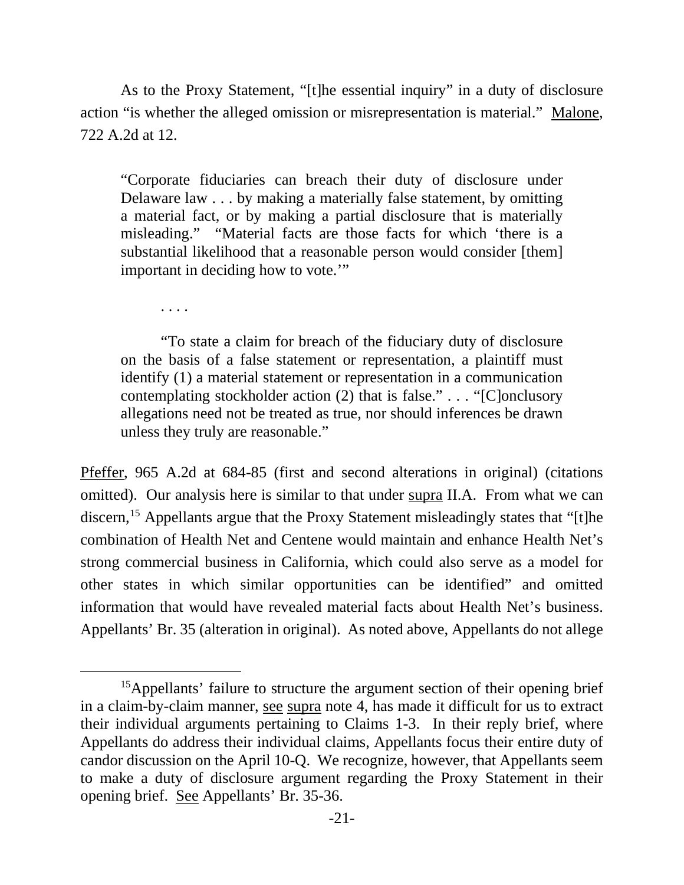As to the Proxy Statement, "[t]he essential inquiry" in a duty of disclosure action "is whether the alleged omission or misrepresentation is material." Malone, 722 A.2d at 12.

> "Corporate fiduciaries can breach their duty of disclosure under Delaware law . . . by making a materially false statement, by omitting a material fact, or by making a partial disclosure that is materially misleading." "Material facts are those facts for which 'there is a substantial likelihood that a reasonable person would consider [them] important in deciding how to vote.'"
>
> . . . .
>
> "To state a claim for breach of the fiduciary duty of disclosure on the basis of a false statement or representation, a plaintiff must identify (1) a material statement or representation in a communication contemplating stockholder action (2) that is false." . . . "[C]onclusory allegations need not be treated as true, nor should inferences be drawn unless they truly are reasonable."

Pfeffer, 965 A.2d at 684-85 (first and second alterations in original) (citations omitted). Our analysis here is similar to that under supra II.A. From what we can discern,[15] Appellants argue that the Proxy Statement misleadingly states that "[t]he combination of Health Net and Centene would maintain and enhance Health Net's strong commercial business in California, which could also serve as a model for other states in which similar opportunities can be identified" and omitted information that would have revealed material facts about Health Net's business. Appellants' Br. 35 (alteration in original). As noted above, Appellants do not allege

[15] Appellants' failure to structure the argument section of their opening brief in a claim-by-claim manner, see supra note 4, has made it difficult for us to extract their individual arguments pertaining to Claims 1-3. In their reply brief, where Appellants do address their individual claims, Appellants focus their entire duty of candor discussion on the April 10-Q. We recognize, however, that Appellants seem to make a duty of disclosure argument regarding the Proxy Statement in their opening brief. See Appellants' Br. 35-36.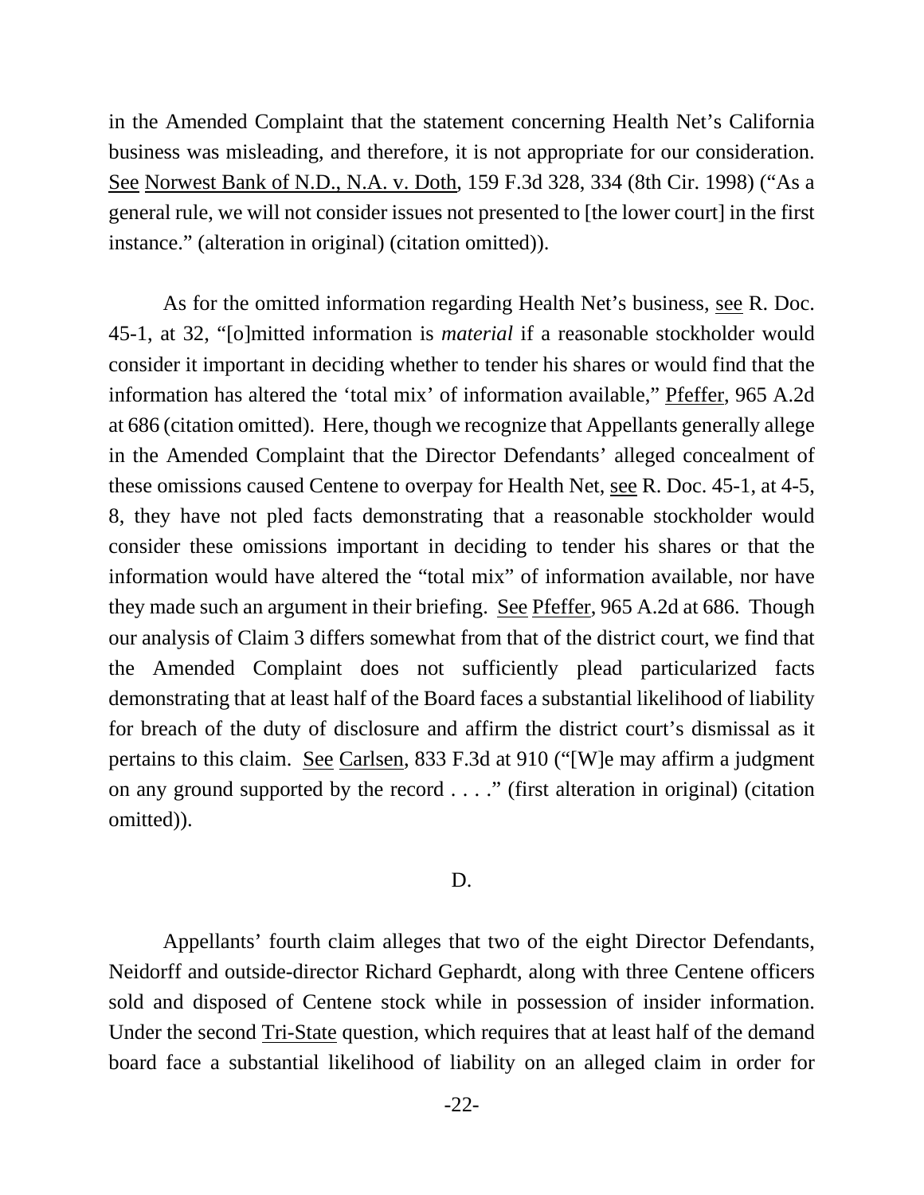in the Amended Complaint that the statement concerning Health Net's California business was misleading, and therefore, it is not appropriate for our consideration. See Norwest Bank of N.D., N.A. v. Doth, 159 F.3d 328, 334 (8th Cir. 1998) ("As a general rule, we will not consider issues not presented to [the lower court] in the first instance." (alteration in original) (citation omitted)).

As for the omitted information regarding Health Net's business, see R. Doc. 45-1, at 32, "[o]mitted information is *material* if a reasonable stockholder would consider it important in deciding whether to tender his shares or would find that the information has altered the 'total mix' of information available," Pfeffer, 965 A.2d at 686 (citation omitted). Here, though we recognize that Appellants generally allege in the Amended Complaint that the Director Defendants' alleged concealment of these omissions caused Centene to overpay for Health Net, see R. Doc. 45-1, at 4-5, 8, they have not pled facts demonstrating that a reasonable stockholder would consider these omissions important in deciding to tender his shares or that the information would have altered the "total mix" of information available, nor have they made such an argument in their briefing. See Pfeffer, 965 A.2d at 686. Though our analysis of Claim 3 differs somewhat from that of the district court, we find that the Amended Complaint does not sufficiently plead particularized facts demonstrating that at least half of the Board faces a substantial likelihood of liability for breach of the duty of disclosure and affirm the district court's dismissal as it pertains to this claim. See Carlsen, 833 F.3d at 910 ("[W]e may affirm a judgment on any ground supported by the record . . . ." (first alteration in original) (citation omitted)).

### D.

Appellants' fourth claim alleges that two of the eight Director Defendants, Neidorff and outside-director Richard Gephardt, along with three Centene officers sold and disposed of Centene stock while in possession of insider information. Under the second Tri-State question, which requires that at least half of the demand board face a substantial likelihood of liability on an alleged claim in order for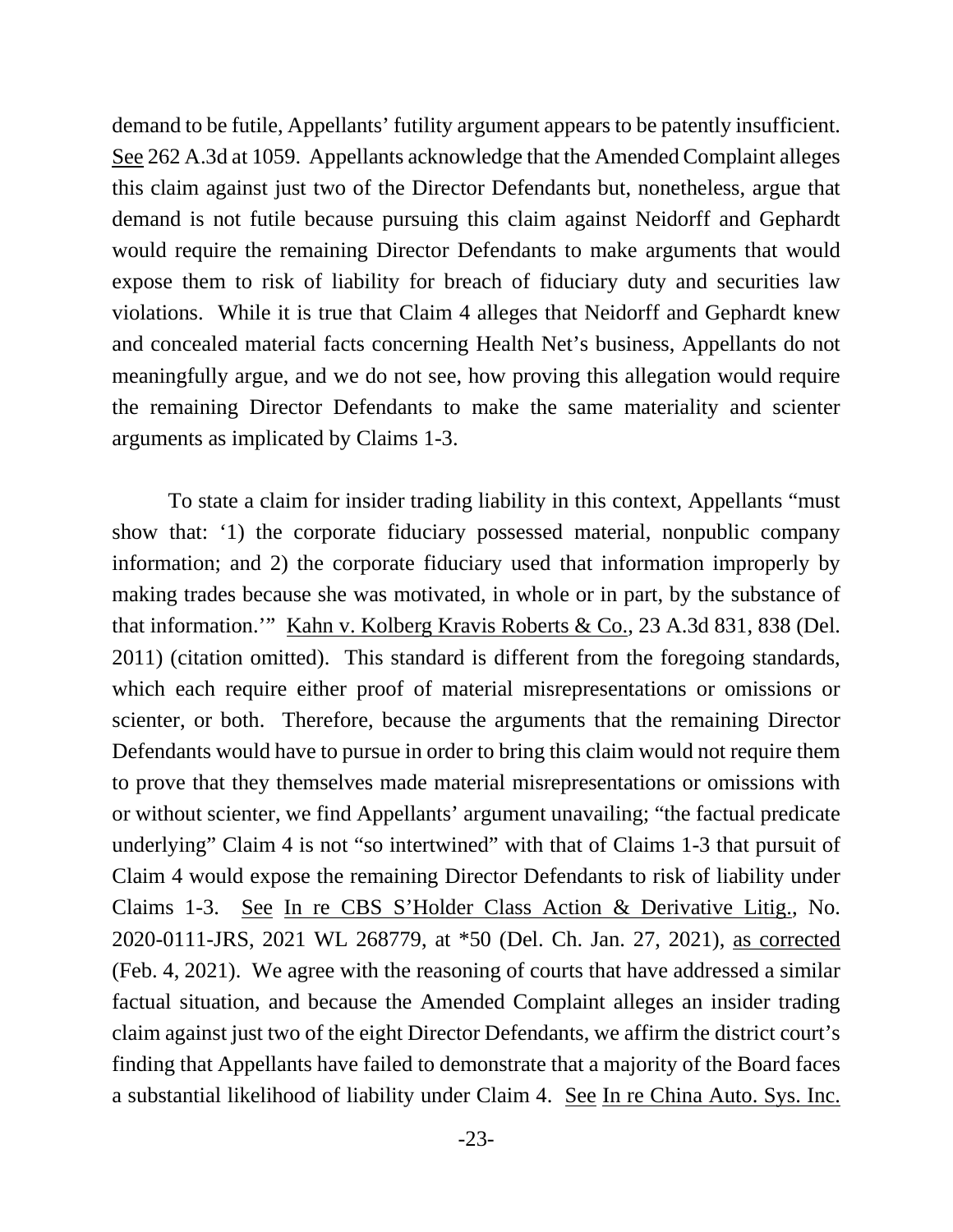demand to be futile, Appellants' futility argument appears to be patently insufficient. See 262 A.3d at 1059. Appellants acknowledge that the Amended Complaint alleges this claim against just two of the Director Defendants but, nonetheless, argue that demand is not futile because pursuing this claim against Neidorff and Gephardt would require the remaining Director Defendants to make arguments that would expose them to risk of liability for breach of fiduciary duty and securities law violations. While it is true that Claim 4 alleges that Neidorff and Gephardt knew and concealed material facts concerning Health Net's business, Appellants do not meaningfully argue, and we do not see, how proving this allegation would require the remaining Director Defendants to make the same materiality and scienter arguments as implicated by Claims 1-3.

To state a claim for insider trading liability in this context, Appellants "must show that: '1) the corporate fiduciary possessed material, nonpublic company information; and 2) the corporate fiduciary used that information improperly by making trades because she was motivated, in whole or in part, by the substance of that information.'" Kahn v. Kolberg Kravis Roberts & Co., 23 A.3d 831, 838 (Del. 2011) (citation omitted). This standard is different from the foregoing standards, which each require either proof of material misrepresentations or omissions or scienter, or both. Therefore, because the arguments that the remaining Director Defendants would have to pursue in order to bring this claim would not require them to prove that they themselves made material misrepresentations or omissions with or without scienter, we find Appellants' argument unavailing; "the factual predicate underlying" Claim 4 is not "so intertwined" with that of Claims 1-3 that pursuit of Claim 4 would expose the remaining Director Defendants to risk of liability under Claims 1-3. See In re CBS S'Holder Class Action & Derivative Litig., No. 2020-0111-JRS, 2021 WL 268779, at *50 (Del. Ch. Jan. 27, 2021), as corrected (Feb. 4, 2021). We agree with the reasoning of courts that have addressed a similar factual situation, and because the Amended Complaint alleges an insider trading claim against just two of the eight Director Defendants, we affirm the district court's finding that Appellants have failed to demonstrate that a majority of the Board faces a substantial likelihood of liability under Claim 4. See In re China Auto. Sys. Inc.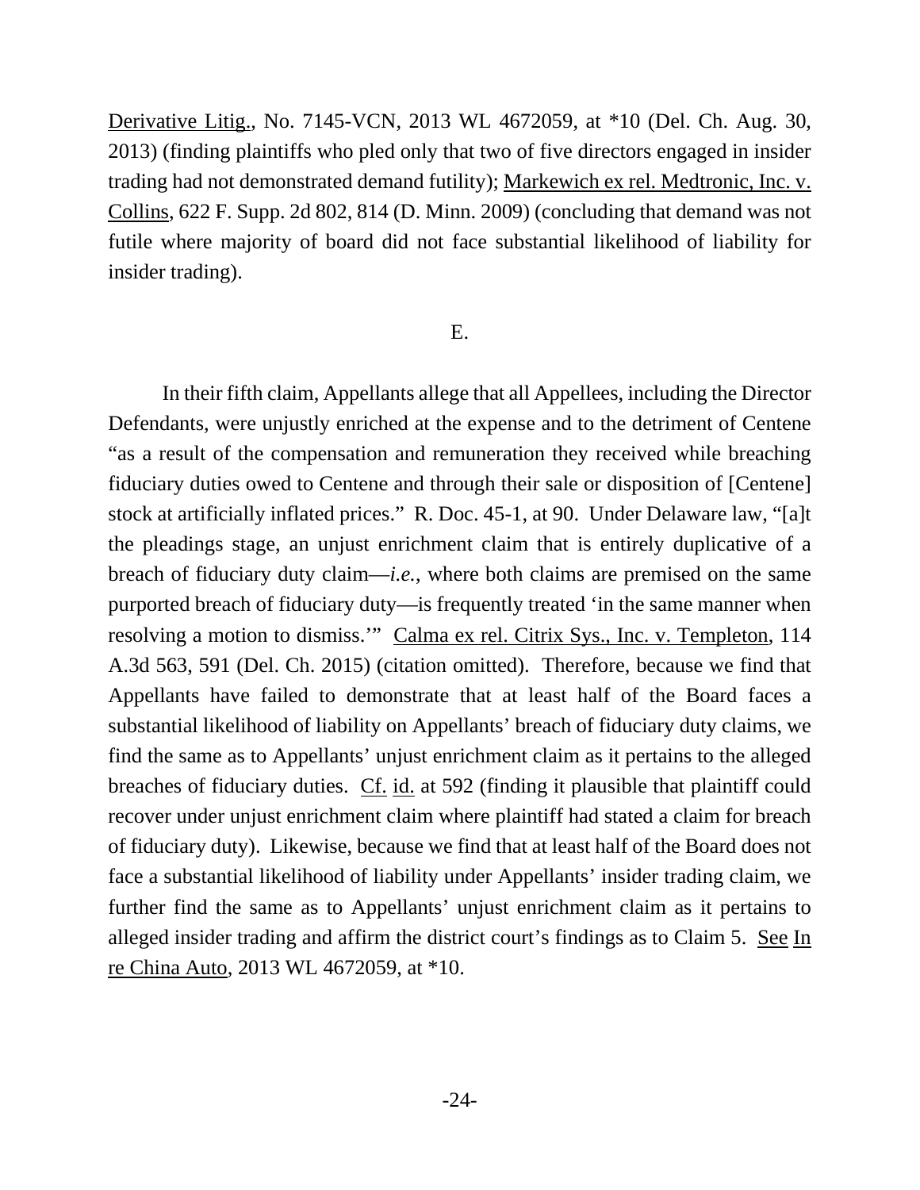Derivative Litig., No. 7145-VCN, 2013 WL 4672059, at *10 (Del. Ch. Aug. 30, 2013) (finding plaintiffs who pled only that two of five directors engaged in insider trading had not demonstrated demand futility); Markewich ex rel. Medtronic, Inc. v. Collins, 622 F. Supp. 2d 802, 814 (D. Minn. 2009) (concluding that demand was not futile where majority of board did not face substantial likelihood of liability for insider trading).

E.

In their fifth claim, Appellants allege that all Appellees, including the Director Defendants, were unjustly enriched at the expense and to the detriment of Centene "as a result of the compensation and remuneration they received while breaching fiduciary duties owed to Centene and through their sale or disposition of [Centene] stock at artificially inflated prices." R. Doc. 45-1, at 90. Under Delaware law, "[a]t the pleadings stage, an unjust enrichment claim that is entirely duplicative of a breach of fiduciary duty claim—*i.e.*, where both claims are premised on the same purported breach of fiduciary duty—is frequently treated 'in the same manner when resolving a motion to dismiss.'" Calma ex rel. Citrix Sys., Inc. v. Templeton, 114 A.3d 563, 591 (Del. Ch. 2015) (citation omitted). Therefore, because we find that Appellants have failed to demonstrate that at least half of the Board faces a substantial likelihood of liability on Appellants' breach of fiduciary duty claims, we find the same as to Appellants' unjust enrichment claim as it pertains to the alleged breaches of fiduciary duties. Cf. id. at 592 (finding it plausible that plaintiff could recover under unjust enrichment claim where plaintiff had stated a claim for breach of fiduciary duty). Likewise, because we find that at least half of the Board does not face a substantial likelihood of liability under Appellants' insider trading claim, we further find the same as to Appellants' unjust enrichment claim as it pertains to alleged insider trading and affirm the district court's findings as to Claim 5. See In re China Auto, 2013 WL 4672059, at *10.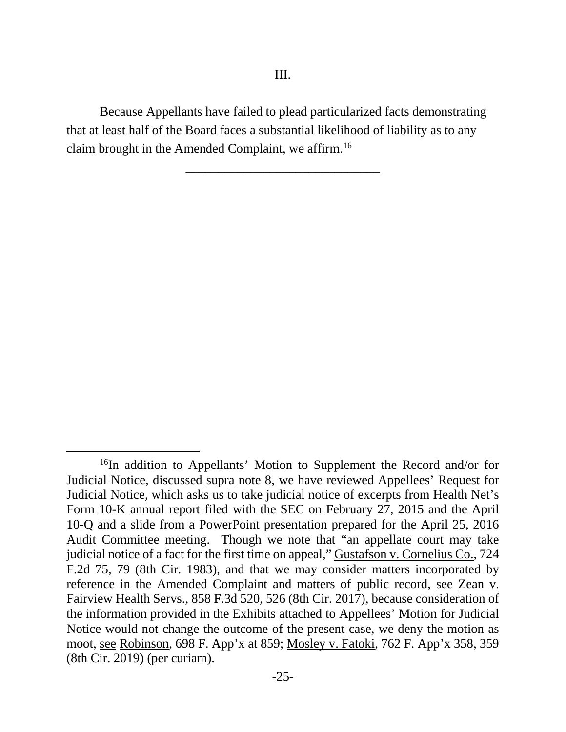III.

Because Appellants have failed to plead particularized facts demonstrating that at least half of the Board faces a substantial likelihood of liability as to any claim brought in the Amended Complaint, we affirm.[16]

______________________________

[16]In addition to Appellants' Motion to Supplement the Record and/or for Judicial Notice, discussed supra note 8, we have reviewed Appellees' Request for Judicial Notice, which asks us to take judicial notice of excerpts from Health Net's Form 10-K annual report filed with the SEC on February 27, 2015 and the April 10-Q and a slide from a PowerPoint presentation prepared for the April 25, 2016 Audit Committee meeting. Though we note that "an appellate court may take judicial notice of a fact for the first time on appeal," Gustafson v. Cornelius Co., 724 F.2d 75, 79 (8th Cir. 1983), and that we may consider matters incorporated by reference in the Amended Complaint and matters of public record, see Zean v. Fairview Health Servs., 858 F.3d 520, 526 (8th Cir. 2017), because consideration of the information provided in the Exhibits attached to Appellees' Motion for Judicial Notice would not change the outcome of the present case, we deny the motion as moot, see Robinson, 698 F. App'x at 859; Mosley v. Fatoki, 762 F. App'x 358, 359 (8th Cir. 2019) (per curiam).